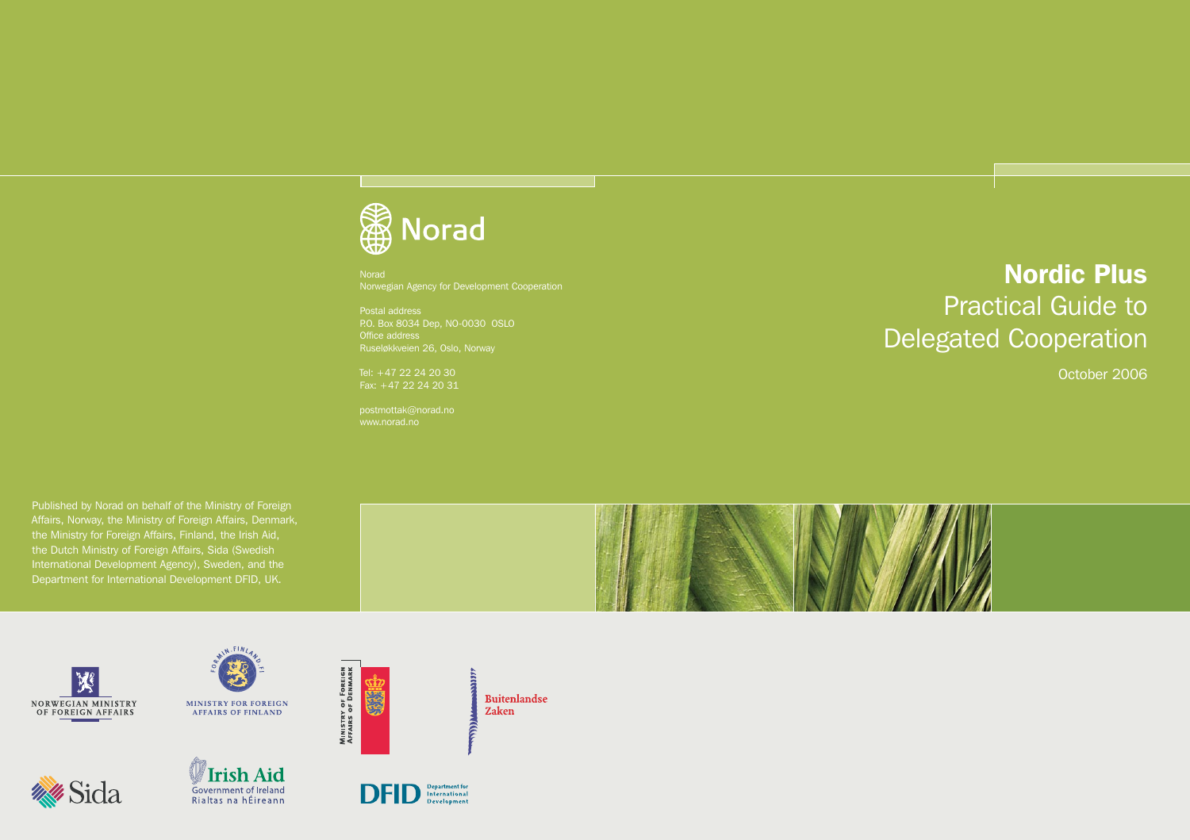# Nordic Plus

## Practical Guide to Delegated Cooperation

October 2006

Norad

Norad
Norwegian Agency for Development Cooperation

Postal address
P.O. Box 8034 Dep, NO-0030 OSLO
Office address
Ruseløkkveien 26, Oslo, Norway

Tel: +47 22 24 20 30
Fax: +47 22 24 20 31

postmottak@norad.no
www.norad.no

Published by Norad on behalf of the Ministry of Foreign Affairs, Norway, the Ministry of Foreign Affairs, Denmark, the Ministry for Foreign Affairs, Finland, the Irish Aid, the Dutch Ministry of Foreign Affairs, Sida (Swedish International Development Agency), Sweden, and the Department for International Development DFID, UK.

NORWEGIAN MINISTRY OF FOREIGN AFFAIRS

MINISTRY FOR FOREIGN AFFAIRS OF FINLAND

MINISTRY OF FOREIGN AFFAIRS OF DENMARK

Buitenlandse Zaken

Sida

Irish Aid
Government of Ireland
Rialtas na hÉireann

DFID Department for International Development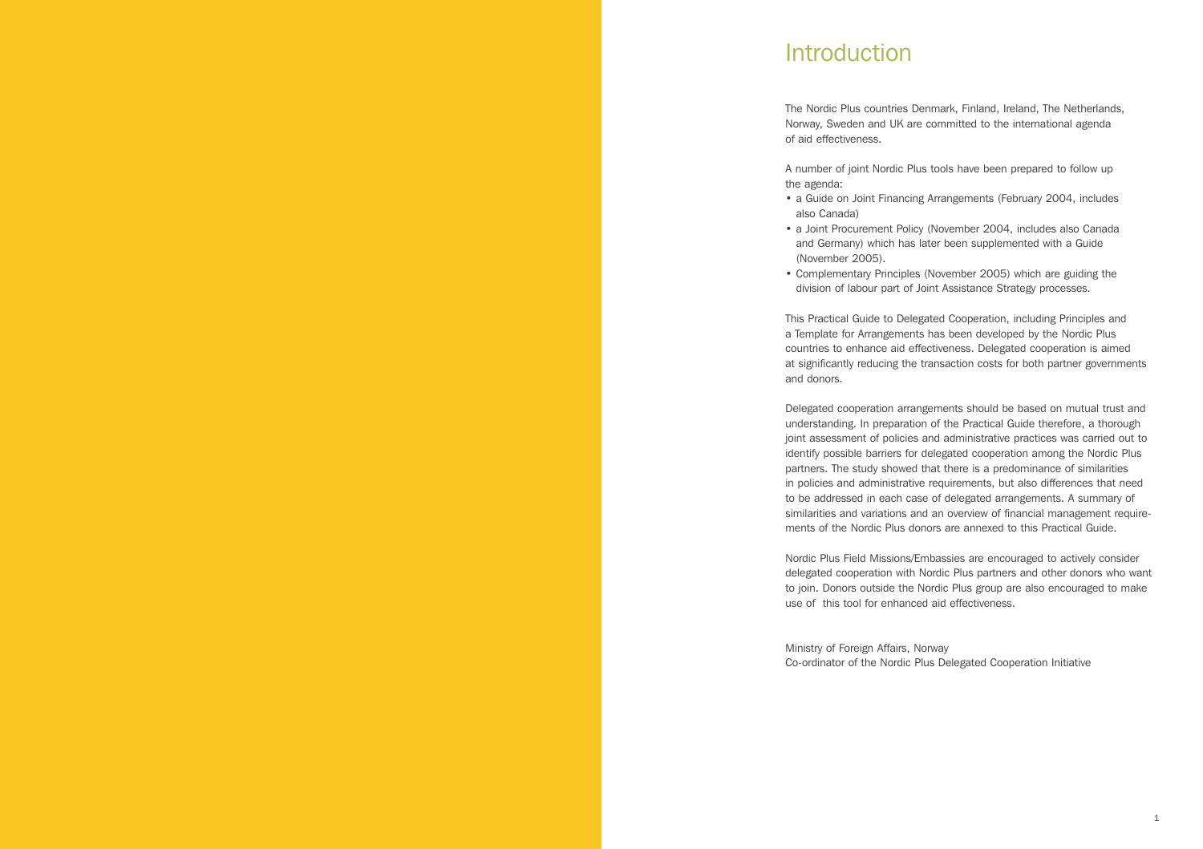# Introduction

The Nordic Plus countries Denmark, Finland, Ireland, The Netherlands, Norway, Sweden and UK are committed to the international agenda of aid effectiveness.

A number of joint Nordic Plus tools have been prepared to follow up the agenda:

- a Guide on Joint Financing Arrangements (February 2004, includes also Canada)
- a Joint Procurement Policy (November 2004, includes also Canada and Germany) which has later been supplemented with a Guide (November 2005).
- Complementary Principles (November 2005) which are guiding the division of labour part of Joint Assistance Strategy processes.

This Practical Guide to Delegated Cooperation, including Principles and a Template for Arrangements has been developed by the Nordic Plus countries to enhance aid effectiveness. Delegated cooperation is aimed at significantly reducing the transaction costs for both partner governments and donors.

Delegated cooperation arrangements should be based on mutual trust and understanding. In preparation of the Practical Guide therefore, a thorough joint assessment of policies and administrative practices was carried out to identify possible barriers for delegated cooperation among the Nordic Plus partners. The study showed that there is a predominance of similarities in policies and administrative requirements, but also differences that need to be addressed in each case of delegated arrangements. A summary of similarities and variations and an overview of financial management requirements of the Nordic Plus donors are annexed to this Practical Guide.

Nordic Plus Field Missions/Embassies are encouraged to actively consider delegated cooperation with Nordic Plus partners and other donors who want to join. Donors outside the Nordic Plus group are also encouraged to make use of this tool for enhanced aid effectiveness.

Ministry of Foreign Affairs, Norway
Co-ordinator of the Nordic Plus Delegated Cooperation Initiative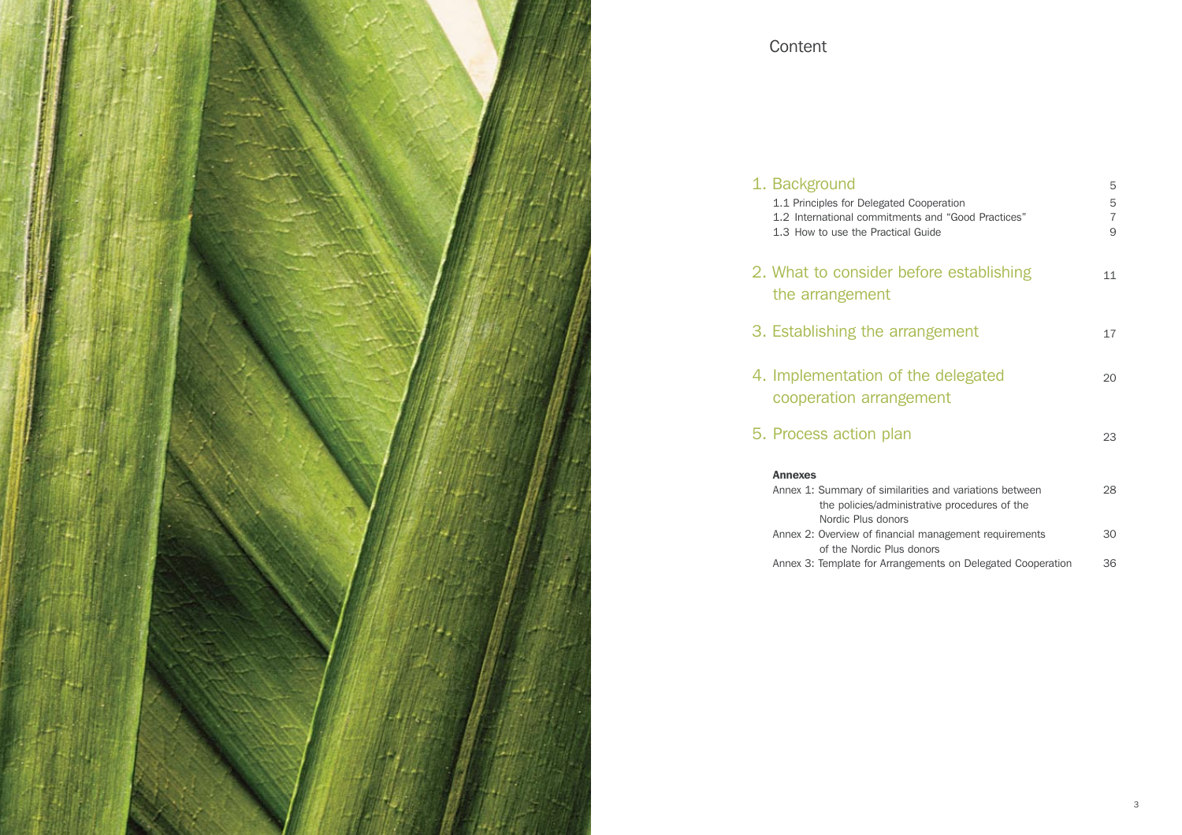# Content

| | |
|---|---|
| 1. Background | 5 |
| 1.1 Principles for Delegated Cooperation | 5 |
| 1.2 International commitments and "Good Practices" | 7 |
| 1.3 How to use the Practical Guide | 9 |
| 2. What to consider before establishing the arrangement | 11 |
| 3. Establishing the arrangement | 17 |
| 4. Implementation of the delegated cooperation arrangement | 20 |
| 5. Process action plan | 23 |
| **Annexes** | |
| Annex 1: Summary of similarities and variations between the policies/administrative procedures of the Nordic Plus donors | 28 |
| Annex 2: Overview of financial management requirements of the Nordic Plus donors | 30 |
| Annex 3: Template for Arrangements on Delegated Cooperation | 36 |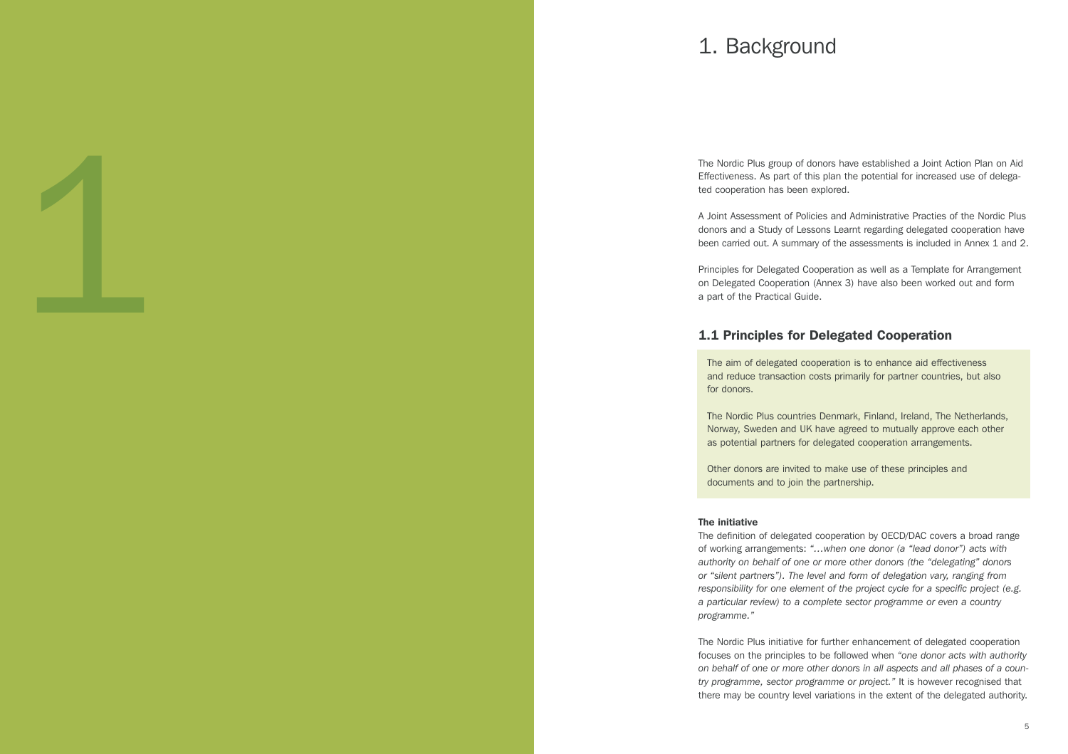# 1. Background

The Nordic Plus group of donors have established a Joint Action Plan on Aid Effectiveness. As part of this plan the potential for increased use of delegated cooperation has been explored.

A Joint Assessment of Policies and Administrative Practies of the Nordic Plus donors and a Study of Lessons Learnt regarding delegated cooperation have been carried out. A summary of the assessments is included in Annex 1 and 2.

Principles for Delegated Cooperation as well as a Template for Arrangement on Delegated Cooperation (Annex 3) have also been worked out and form a part of the Practical Guide.

## 1.1 Principles for Delegated Cooperation

The aim of delegated cooperation is to enhance aid effectiveness and reduce transaction costs primarily for partner countries, but also for donors.

The Nordic Plus countries Denmark, Finland, Ireland, The Netherlands, Norway, Sweden and UK have agreed to mutually approve each other as potential partners for delegated cooperation arrangements.

Other donors are invited to make use of these principles and documents and to join the partnership.

#### The initiative

The definition of delegated cooperation by OECD/DAC covers a broad range of working arrangements: *"…when one donor (a "lead donor") acts with authority on behalf of one or more other donors (the "delegating" donors or "silent partners"). The level and form of delegation vary, ranging from responsibility for one element of the project cycle for a specific project (e.g. a particular review) to a complete sector programme or even a country programme."*

The Nordic Plus initiative for further enhancement of delegated cooperation focuses on the principles to be followed when *"one donor acts with authority on behalf of one or more other donors in all aspects and all phases of a country programme, sector programme or project."* It is however recognised that there may be country level variations in the extent of the delegated authority.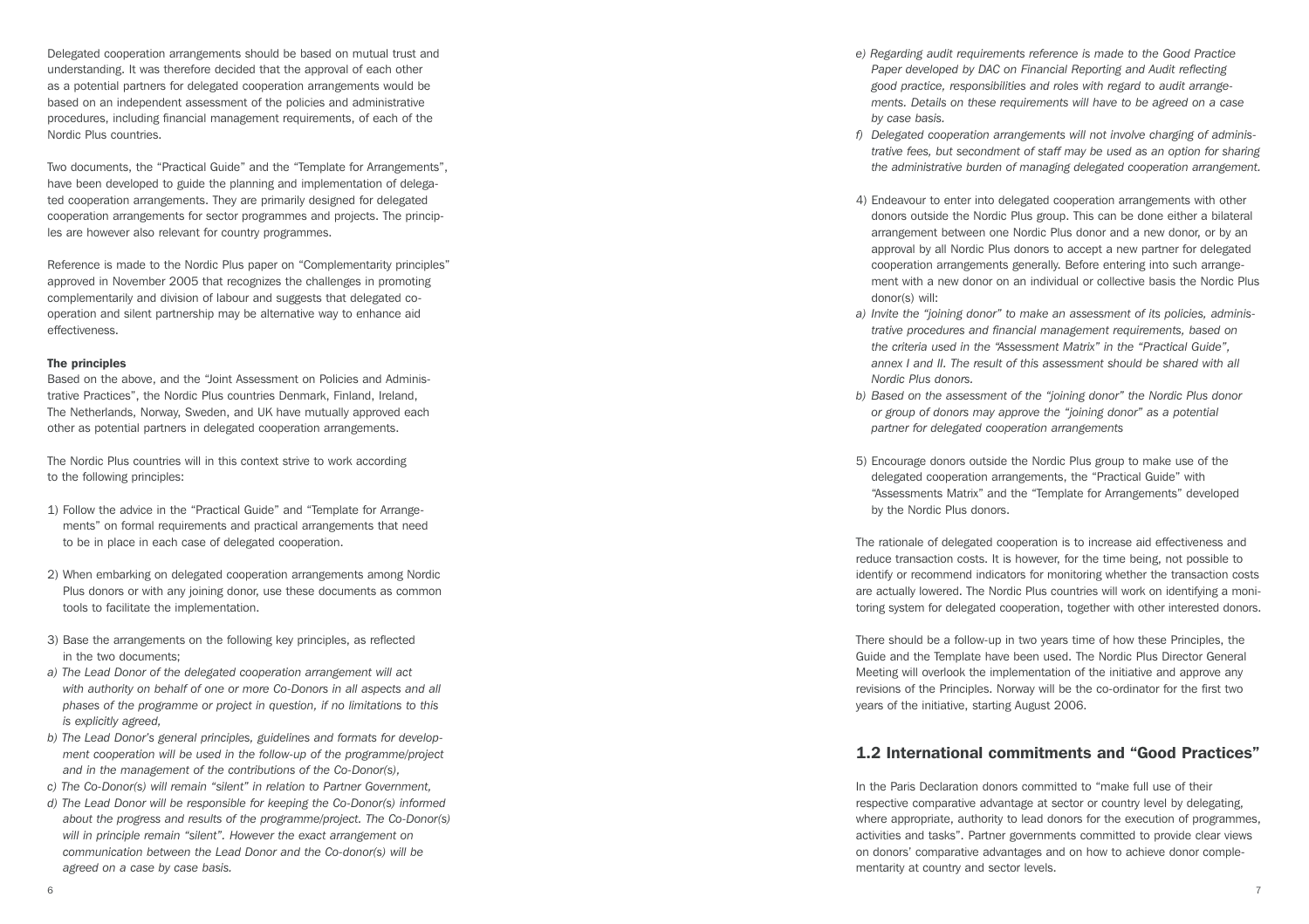Delegated cooperation arrangements should be based on mutual trust and understanding. It was therefore decided that the approval of each other as a potential partners for delegated cooperation arrangements would be based on an independent assessment of the policies and administrative procedures, including financial management requirements, of each of the Nordic Plus countries.

Two documents, the "Practical Guide" and the "Template for Arrangements", have been developed to guide the planning and implementation of delegated cooperation arrangements. They are primarily designed for delegated cooperation arrangements for sector programmes and projects. The principles are however also relevant for country programmes.

Reference is made to the Nordic Plus paper on "Complementarity principles" approved in November 2005 that recognizes the challenges in promoting complementarily and division of labour and suggests that delegated co-operation and silent partnership may be alternative way to enhance aid effectiveness.

**The principles**

Based on the above, and the "Joint Assessment on Policies and Administrative Practices", the Nordic Plus countries Denmark, Finland, Ireland, The Netherlands, Norway, Sweden, and UK have mutually approved each other as potential partners in delegated cooperation arrangements.

The Nordic Plus countries will in this context strive to work according to the following principles:

1) Follow the advice in the "Practical Guide" and "Template for Arrangements" on formal requirements and practical arrangements that need to be in place in each case of delegated cooperation.

2) When embarking on delegated cooperation arrangements among Nordic Plus donors or with any joining donor, use these documents as common tools to facilitate the implementation.

3) Base the arrangements on the following key principles, as reflected in the two documents;

*a) The Lead Donor of the delegated cooperation arrangement will act with authority on behalf of one or more Co-Donors in all aspects and all phases of the programme or project in question, if no limitations to this is explicitly agreed,*

*b) The Lead Donor's general principles, guidelines and formats for development cooperation will be used in the follow-up of the programme/project and in the management of the contributions of the Co-Donor(s),*

*c) The Co-Donor(s) will remain "silent" in relation to Partner Government,*

*d) The Lead Donor will be responsible for keeping the Co-Donor(s) informed about the progress and results of the programme/project. The Co-Donor(s) will in principle remain "silent". However the exact arrangement on communication between the Lead Donor and the Co-donor(s) will be agreed on a case by case basis.*

*e) Regarding audit requirements reference is made to the Good Practice Paper developed by DAC on Financial Reporting and Audit reflecting good practice, responsibilities and roles with regard to audit arrangements. Details on these requirements will have to be agreed on a case by case basis.*

*f) Delegated cooperation arrangements will not involve charging of administrative fees, but secondment of staff may be used as an option for sharing the administrative burden of managing delegated cooperation arrangement.*

4) Endeavour to enter into delegated cooperation arrangements with other donors outside the Nordic Plus group. This can be done either a bilateral arrangement between one Nordic Plus donor and a new donor, or by an approval by all Nordic Plus donors to accept a new partner for delegated cooperation arrangements generally. Before entering into such arrangement with a new donor on an individual or collective basis the Nordic Plus donor(s) will:

*a) Invite the "joining donor" to make an assessment of its policies, administrative procedures and financial management requirements, based on the criteria used in the "Assessment Matrix" in the "Practical Guide", annex I and II. The result of this assessment should be shared with all Nordic Plus donors.*

*b) Based on the assessment of the "joining donor" the Nordic Plus donor or group of donors may approve the "joining donor" as a potential partner for delegated cooperation arrangements*

5) Encourage donors outside the Nordic Plus group to make use of the delegated cooperation arrangements, the "Practical Guide" with "Assessments Matrix" and the "Template for Arrangements" developed by the Nordic Plus donors.

The rationale of delegated cooperation is to increase aid effectiveness and reduce transaction costs. It is however, for the time being, not possible to identify or recommend indicators for monitoring whether the transaction costs are actually lowered. The Nordic Plus countries will work on identifying a monitoring system for delegated cooperation, together with other interested donors.

There should be a follow-up in two years time of how these Principles, the Guide and the Template have been used. The Nordic Plus Director General Meeting will overlook the implementation of the initiative and approve any revisions of the Principles. Norway will be the co-ordinator for the first two years of the initiative, starting August 2006.

## 1.2 International commitments and "Good Practices"

In the Paris Declaration donors committed to "make full use of their respective comparative advantage at sector or country level by delegating, where appropriate, authority to lead donors for the execution of programmes, activities and tasks". Partner governments committed to provide clear views on donors' comparative advantages and on how to achieve donor complementarity at country and sector levels.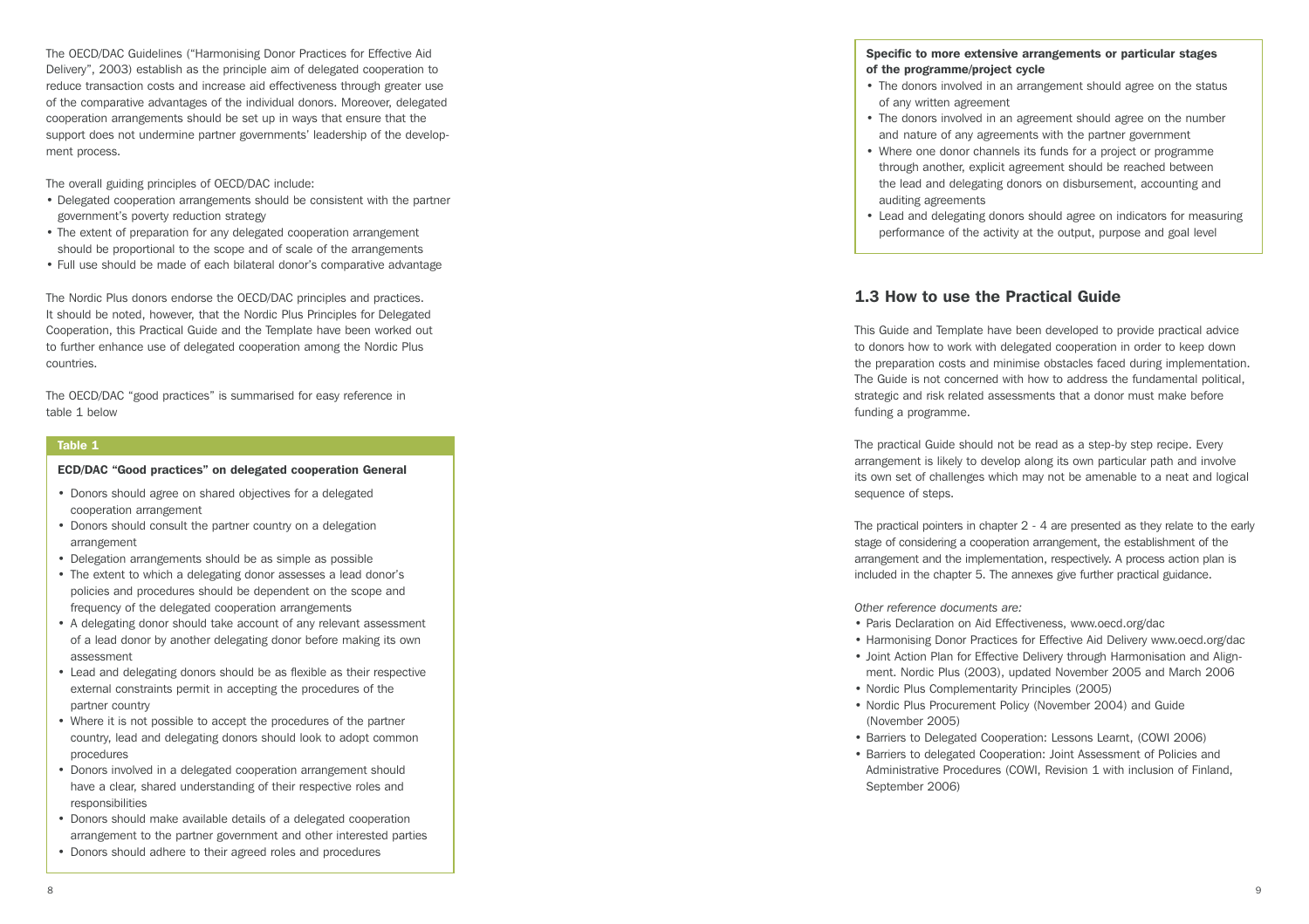The OECD/DAC Guidelines ("Harmonising Donor Practices for Effective Aid Delivery", 2003) establish as the principle aim of delegated cooperation to reduce transaction costs and increase aid effectiveness through greater use of the comparative advantages of the individual donors. Moreover, delegated cooperation arrangements should be set up in ways that ensure that the support does not undermine partner governments' leadership of the development process.

The overall guiding principles of OECD/DAC include:

- Delegated cooperation arrangements should be consistent with the partner government's poverty reduction strategy
- The extent of preparation for any delegated cooperation arrangement should be proportional to the scope and of scale of the arrangements
- Full use should be made of each bilateral donor's comparative advantage

The Nordic Plus donors endorse the OECD/DAC principles and practices. It should be noted, however, that the Nordic Plus Principles for Delegated Cooperation, this Practical Guide and the Template have been worked out to further enhance use of delegated cooperation among the Nordic Plus countries.

The OECD/DAC "good practices" is summarised for easy reference in table 1 below

**Table 1**

**ECD/DAC "Good practices" on delegated cooperation General**

- Donors should agree on shared objectives for a delegated cooperation arrangement
- Donors should consult the partner country on a delegation arrangement
- Delegation arrangements should be as simple as possible
- The extent to which a delegating donor assesses a lead donor's policies and procedures should be dependent on the scope and frequency of the delegated cooperation arrangements
- A delegating donor should take account of any relevant assessment of a lead donor by another delegating donor before making its own assessment
- Lead and delegating donors should be as flexible as their respective external constraints permit in accepting the procedures of the partner country
- Where it is not possible to accept the procedures of the partner country, lead and delegating donors should look to adopt common procedures
- Donors involved in a delegated cooperation arrangement should have a clear, shared understanding of their respective roles and responsibilities
- Donors should make available details of a delegated cooperation arrangement to the partner government and other interested parties
- Donors should adhere to their agreed roles and procedures

**Specific to more extensive arrangements or particular stages of the programme/project cycle**

- The donors involved in an arrangement should agree on the status of any written agreement
- The donors involved in an agreement should agree on the number and nature of any agreements with the partner government
- Where one donor channels its funds for a project or programme through another, explicit agreement should be reached between the lead and delegating donors on disbursement, accounting and auditing agreements
- Lead and delegating donors should agree on indicators for measuring performance of the activity at the output, purpose and goal level

## 1.3 How to use the Practical Guide

This Guide and Template have been developed to provide practical advice to donors how to work with delegated cooperation in order to keep down the preparation costs and minimise obstacles faced during implementation. The Guide is not concerned with how to address the fundamental political, strategic and risk related assessments that a donor must make before funding a programme.

The practical Guide should not be read as a step-by step recipe. Every arrangement is likely to develop along its own particular path and involve its own set of challenges which may not be amenable to a neat and logical sequence of steps.

The practical pointers in chapter 2 - 4 are presented as they relate to the early stage of considering a cooperation arrangement, the establishment of the arrangement and the implementation, respectively. A process action plan is included in the chapter 5. The annexes give further practical guidance.

*Other reference documents are:*

- Paris Declaration on Aid Effectiveness, www.oecd.org/dac
- Harmonising Donor Practices for Effective Aid Delivery www.oecd.org/dac
- Joint Action Plan for Effective Delivery through Harmonisation and Alignment. Nordic Plus (2003), updated November 2005 and March 2006
- Nordic Plus Complementarity Principles (2005)
- Nordic Plus Procurement Policy (November 2004) and Guide (November 2005)
- Barriers to Delegated Cooperation: Lessons Learnt, (COWI 2006)
- Barriers to delegated Cooperation: Joint Assessment of Policies and Administrative Procedures (COWI, Revision 1 with inclusion of Finland, September 2006)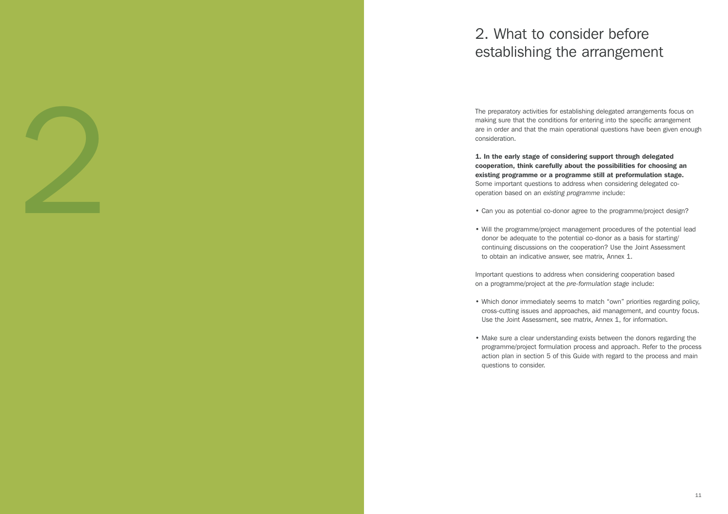# 2. What to consider before establishing the arrangement

The preparatory activities for establishing delegated arrangements focus on making sure that the conditions for entering into the specific arrangement are in order and that the main operational questions have been given enough consideration.

**1. In the early stage of considering support through delegated cooperation, think carefully about the possibilities for choosing an existing programme or a programme still at preformulation stage.** Some important questions to address when considering delegated co-operation based on an *existing programme* include:

- Can you as potential co-donor agree to the programme/project design?
- Will the programme/project management procedures of the potential lead donor be adequate to the potential co-donor as a basis for starting/ continuing discussions on the cooperation? Use the Joint Assessment to obtain an indicative answer, see matrix, Annex 1.

Important questions to address when considering cooperation based on a programme/project at the *pre-formulation stage* include:

- Which donor immediately seems to match "own" priorities regarding policy, cross-cutting issues and approaches, aid management, and country focus. Use the Joint Assessment, see matrix, Annex 1, for information.
- Make sure a clear understanding exists between the donors regarding the programme/project formulation process and approach. Refer to the process action plan in section 5 of this Guide with regard to the process and main questions to consider.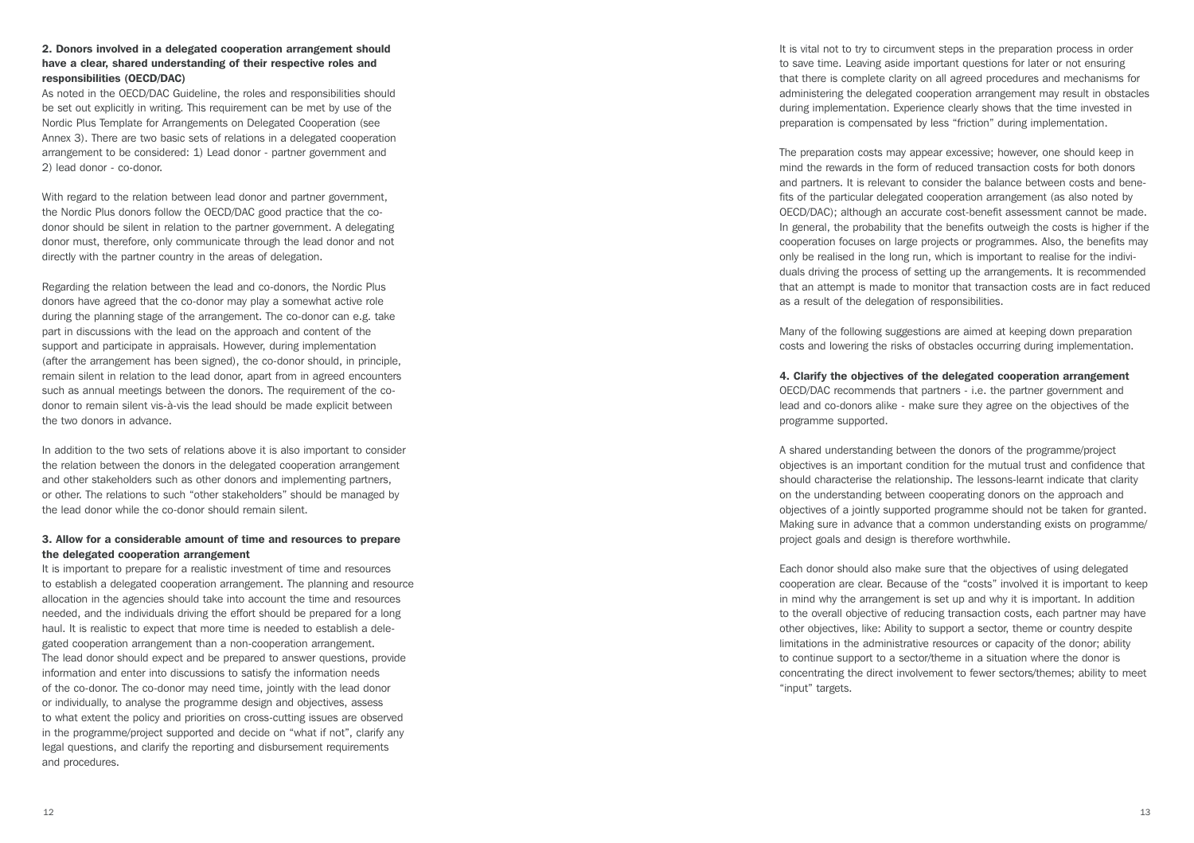**2. Donors involved in a delegated cooperation arrangement should have a clear, shared understanding of their respective roles and responsibilities (OECD/DAC)**

As noted in the OECD/DAC Guideline, the roles and responsibilities should be set out explicitly in writing. This requirement can be met by use of the Nordic Plus Template for Arrangements on Delegated Cooperation (see Annex 3). There are two basic sets of relations in a delegated cooperation arrangement to be considered: 1) Lead donor - partner government and 2) lead donor - co-donor.

With regard to the relation between lead donor and partner government, the Nordic Plus donors follow the OECD/DAC good practice that the co-donor should be silent in relation to the partner government. A delegating donor must, therefore, only communicate through the lead donor and not directly with the partner country in the areas of delegation.

Regarding the relation between the lead and co-donors, the Nordic Plus donors have agreed that the co-donor may play a somewhat active role during the planning stage of the arrangement. The co-donor can e.g. take part in discussions with the lead on the approach and content of the support and participate in appraisals. However, during implementation (after the arrangement has been signed), the co-donor should, in principle, remain silent in relation to the lead donor, apart from in agreed encounters such as annual meetings between the donors. The requirement of the co-donor to remain silent vis-à-vis the lead should be made explicit between the two donors in advance.

In addition to the two sets of relations above it is also important to consider the relation between the donors in the delegated cooperation arrangement and other stakeholders such as other donors and implementing partners, or other. The relations to such "other stakeholders" should be managed by the lead donor while the co-donor should remain silent.

**3. Allow for a considerable amount of time and resources to prepare the delegated cooperation arrangement**

It is important to prepare for a realistic investment of time and resources to establish a delegated cooperation arrangement. The planning and resource allocation in the agencies should take into account the time and resources needed, and the individuals driving the effort should be prepared for a long haul. It is realistic to expect that more time is needed to establish a delegated cooperation arrangement than a non-cooperation arrangement. The lead donor should expect and be prepared to answer questions, provide information and enter into discussions to satisfy the information needs of the co-donor. The co-donor may need time, jointly with the lead donor or individually, to analyse the programme design and objectives, assess to what extent the policy and priorities on cross-cutting issues are observed in the programme/project supported and decide on "what if not", clarify any legal questions, and clarify the reporting and disbursement requirements and procedures.

It is vital not to try to circumvent steps in the preparation process in order to save time. Leaving aside important questions for later or not ensuring that there is complete clarity on all agreed procedures and mechanisms for administering the delegated cooperation arrangement may result in obstacles during implementation. Experience clearly shows that the time invested in preparation is compensated by less "friction" during implementation.

The preparation costs may appear excessive; however, one should keep in mind the rewards in the form of reduced transaction costs for both donors and partners. It is relevant to consider the balance between costs and benefits of the particular delegated cooperation arrangement (as also noted by OECD/DAC); although an accurate cost-benefit assessment cannot be made. In general, the probability that the benefits outweigh the costs is higher if the cooperation focuses on large projects or programmes. Also, the benefits may only be realised in the long run, which is important to realise for the individuals driving the process of setting up the arrangements. It is recommended that an attempt is made to monitor that transaction costs are in fact reduced as a result of the delegation of responsibilities.

Many of the following suggestions are aimed at keeping down preparation costs and lowering the risks of obstacles occurring during implementation.

**4. Clarify the objectives of the delegated cooperation arrangement**

OECD/DAC recommends that partners - i.e. the partner government and lead and co-donors alike - make sure they agree on the objectives of the programme supported.

A shared understanding between the donors of the programme/project objectives is an important condition for the mutual trust and confidence that should characterise the relationship. The lessons-learnt indicate that clarity on the understanding between cooperating donors on the approach and objectives of a jointly supported programme should not be taken for granted. Making sure in advance that a common understanding exists on programme/project goals and design is therefore worthwhile.

Each donor should also make sure that the objectives of using delegated cooperation are clear. Because of the "costs" involved it is important to keep in mind why the arrangement is set up and why it is important. In addition to the overall objective of reducing transaction costs, each partner may have other objectives, like: Ability to support a sector, theme or country despite limitations in the administrative resources or capacity of the donor; ability to continue support to a sector/theme in a situation where the donor is concentrating the direct involvement to fewer sectors/themes; ability to meet "input" targets.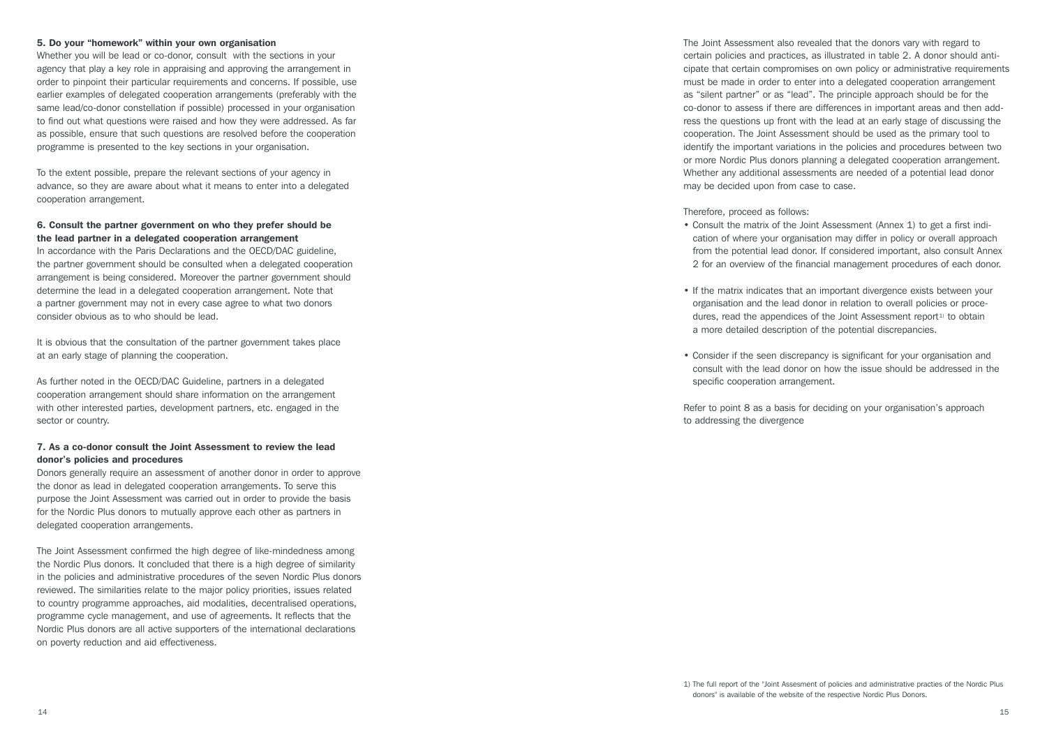**5. Do your "homework" within your own organisation**

Whether you will be lead or co-donor, consult with the sections in your agency that play a key role in appraising and approving the arrangement in order to pinpoint their particular requirements and concerns. If possible, use earlier examples of delegated cooperation arrangements (preferably with the same lead/co-donor constellation if possible) processed in your organisation to find out what questions were raised and how they were addressed. As far as possible, ensure that such questions are resolved before the cooperation programme is presented to the key sections in your organisation.

To the extent possible, prepare the relevant sections of your agency in advance, so they are aware about what it means to enter into a delegated cooperation arrangement.

**6. Consult the partner government on who they prefer should be the lead partner in a delegated cooperation arrangement**

In accordance with the Paris Declarations and the OECD/DAC guideline, the partner government should be consulted when a delegated cooperation arrangement is being considered. Moreover the partner government should determine the lead in a delegated cooperation arrangement. Note that a partner government may not in every case agree to what two donors consider obvious as to who should be lead.

It is obvious that the consultation of the partner government takes place at an early stage of planning the cooperation.

As further noted in the OECD/DAC Guideline, partners in a delegated cooperation arrangement should share information on the arrangement with other interested parties, development partners, etc. engaged in the sector or country.

**7. As a co-donor consult the Joint Assessment to review the lead donor's policies and procedures**

Donors generally require an assessment of another donor in order to approve the donor as lead in delegated cooperation arrangements. To serve this purpose the Joint Assessment was carried out in order to provide the basis for the Nordic Plus donors to mutually approve each other as partners in delegated cooperation arrangements.

The Joint Assessment confirmed the high degree of like-mindedness among the Nordic Plus donors. It concluded that there is a high degree of similarity in the policies and administrative procedures of the seven Nordic Plus donors reviewed. The similarities relate to the major policy priorities, issues related to country programme approaches, aid modalities, decentralised operations, programme cycle management, and use of agreements. It reflects that the Nordic Plus donors are all active supporters of the international declarations on poverty reduction and aid effectiveness.

The Joint Assessment also revealed that the donors vary with regard to certain policies and practices, as illustrated in table 2. A donor should anticipate that certain compromises on own policy or administrative requirements must be made in order to enter into a delegated cooperation arrangement as "silent partner" or as "lead". The principle approach should be for the co-donor to assess if there are differences in important areas and then address the questions up front with the lead at an early stage of discussing the cooperation. The Joint Assessment should be used as the primary tool to identify the important variations in the policies and procedures between two or more Nordic Plus donors planning a delegated cooperation arrangement. Whether any additional assessments are needed of a potential lead donor may be decided upon from case to case.

Therefore, proceed as follows:

- Consult the matrix of the Joint Assessment (Annex 1) to get a first indication of where your organisation may differ in policy or overall approach from the potential lead donor. If considered important, also consult Annex 2 for an overview of the financial management procedures of each donor.
- If the matrix indicates that an important divergence exists between your organisation and the lead donor in relation to overall policies or procedures, read the appendices of the Joint Assessment report[1] to obtain a more detailed description of the potential discrepancies.
- Consider if the seen discrepancy is significant for your organisation and consult with the lead donor on how the issue should be addressed in the specific cooperation arrangement.

Refer to point 8 as a basis for deciding on your organisation's approach to addressing the divergence

1) The full report of the "Joint Assesment of policies and administrative practies of the Nordic Plus donors" is available of the website of the respective Nordic Plus Donors.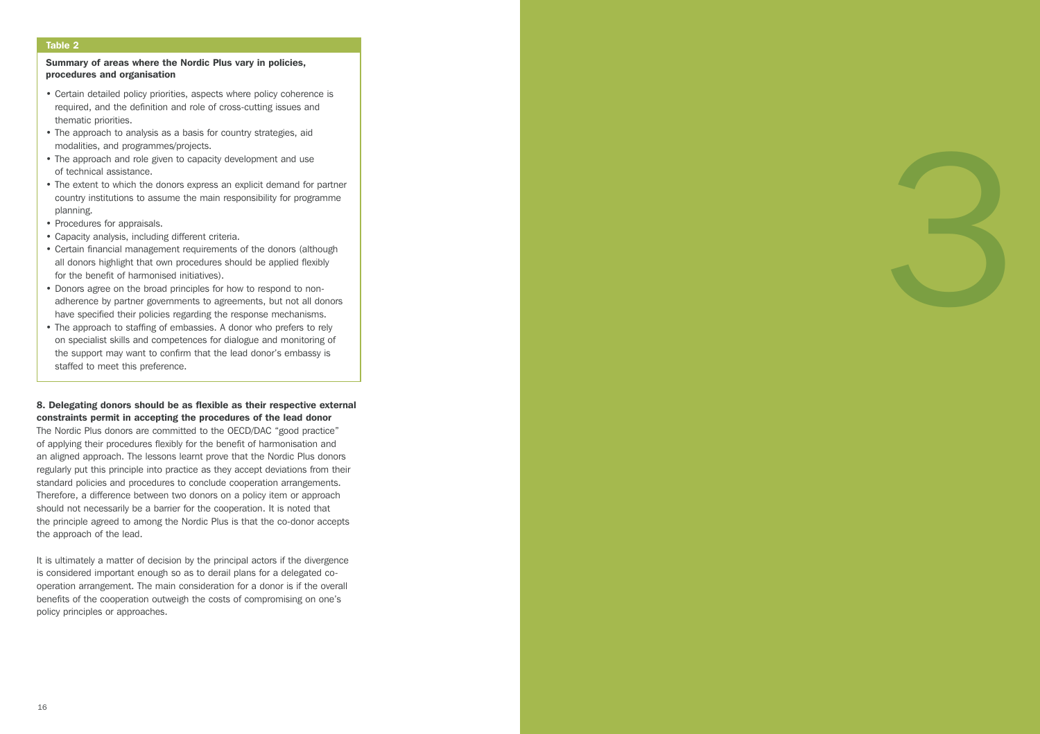**Table 2**

**Summary of areas where the Nordic Plus vary in policies, procedures and organisation**

- Certain detailed policy priorities, aspects where policy coherence is required, and the definition and role of cross-cutting issues and thematic priorities.
- The approach to analysis as a basis for country strategies, aid modalities, and programmes/projects.
- The approach and role given to capacity development and use of technical assistance.
- The extent to which the donors express an explicit demand for partner country institutions to assume the main responsibility for programme planning.
- Procedures for appraisals.
- Capacity analysis, including different criteria.
- Certain financial management requirements of the donors (although all donors highlight that own procedures should be applied flexibly for the benefit of harmonised initiatives).
- Donors agree on the broad principles for how to respond to non-adherence by partner governments to agreements, but not all donors have specified their policies regarding the response mechanisms.
- The approach to staffing of embassies. A donor who prefers to rely on specialist skills and competences for dialogue and monitoring of the support may want to confirm that the lead donor's embassy is staffed to meet this preference.

**8. Delegating donors should be as flexible as their respective external constraints permit in accepting the procedures of the lead donor**

The Nordic Plus donors are committed to the OECD/DAC "good practice" of applying their procedures flexibly for the benefit of harmonisation and an aligned approach. The lessons learnt prove that the Nordic Plus donors regularly put this principle into practice as they accept deviations from their standard policies and procedures to conclude cooperation arrangements. Therefore, a difference between two donors on a policy item or approach should not necessarily be a barrier for the cooperation. It is noted that the principle agreed to among the Nordic Plus is that the co-donor accepts the approach of the lead.

It is ultimately a matter of decision by the principal actors if the divergence is considered important enough so as to derail plans for a delegated co-operation arrangement. The main consideration for a donor is if the overall benefits of the cooperation outweigh the costs of compromising on one's policy principles or approaches.

3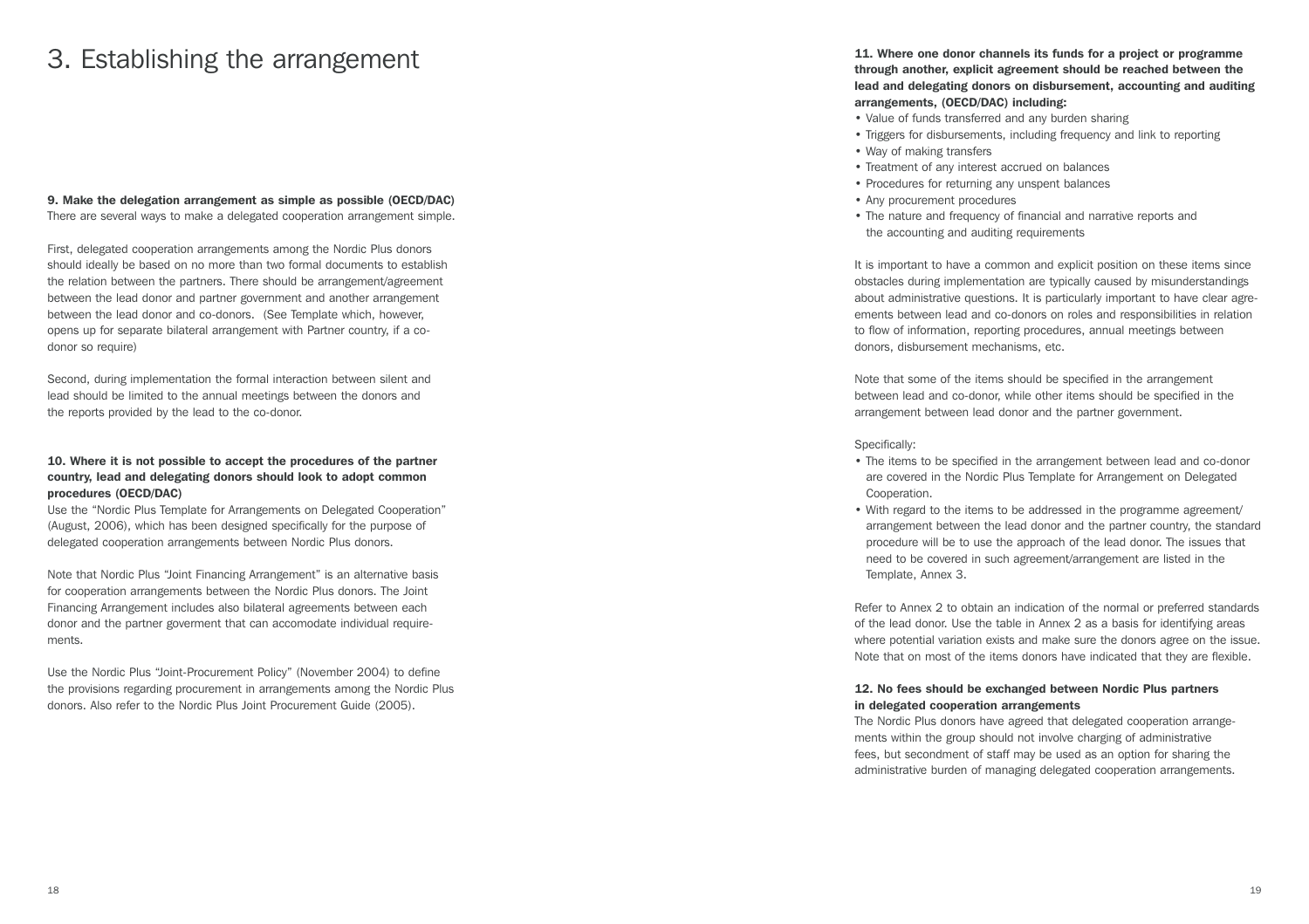# 3. Establishing the arrangement

**9. Make the delegation arrangement as simple as possible (OECD/DAC)**
There are several ways to make a delegated cooperation arrangement simple.

First, delegated cooperation arrangements among the Nordic Plus donors should ideally be based on no more than two formal documents to establish the relation between the partners. There should be arrangement/agreement between the lead donor and partner government and another arrangement between the lead donor and co-donors. (See Template which, however, opens up for separate bilateral arrangement with Partner country, if a co-donor so require)

Second, during implementation the formal interaction between silent and lead should be limited to the annual meetings between the donors and the reports provided by the lead to the co-donor.

**10. Where it is not possible to accept the procedures of the partner country, lead and delegating donors should look to adopt common procedures (OECD/DAC)**
Use the "Nordic Plus Template for Arrangements on Delegated Cooperation" (August, 2006), which has been designed specifically for the purpose of delegated cooperation arrangements between Nordic Plus donors.

Note that Nordic Plus "Joint Financing Arrangement" is an alternative basis for cooperation arrangements between the Nordic Plus donors. The Joint Financing Arrangement includes also bilateral agreements between each donor and the partner goverment that can accomodate individual requirements.

Use the Nordic Plus "Joint-Procurement Policy" (November 2004) to define the provisions regarding procurement in arrangements among the Nordic Plus donors. Also refer to the Nordic Plus Joint Procurement Guide (2005).

**11. Where one donor channels its funds for a project or programme through another, explicit agreement should be reached between the lead and delegating donors on disbursement, accounting and auditing arrangements, (OECD/DAC) including:**

- Value of funds transferred and any burden sharing
- Triggers for disbursements, including frequency and link to reporting
- Way of making transfers
- Treatment of any interest accrued on balances
- Procedures for returning any unspent balances
- Any procurement procedures
- The nature and frequency of financial and narrative reports and the accounting and auditing requirements

It is important to have a common and explicit position on these items since obstacles during implementation are typically caused by misunderstandings about administrative questions. It is particularly important to have clear agreements between lead and co-donors on roles and responsibilities in relation to flow of information, reporting procedures, annual meetings between donors, disbursement mechanisms, etc.

Note that some of the items should be specified in the arrangement between lead and co-donor, while other items should be specified in the arrangement between lead donor and the partner government.

Specifically:

- The items to be specified in the arrangement between lead and co-donor are covered in the Nordic Plus Template for Arrangement on Delegated Cooperation.
- With regard to the items to be addressed in the programme agreement/ arrangement between the lead donor and the partner country, the standard procedure will be to use the approach of the lead donor. The issues that need to be covered in such agreement/arrangement are listed in the Template, Annex 3.

Refer to Annex 2 to obtain an indication of the normal or preferred standards of the lead donor. Use the table in Annex 2 as a basis for identifying areas where potential variation exists and make sure the donors agree on the issue. Note that on most of the items donors have indicated that they are flexible.

**12. No fees should be exchanged between Nordic Plus partners in delegated cooperation arrangements**
The Nordic Plus donors have agreed that delegated cooperation arrangements within the group should not involve charging of administrative fees, but secondment of staff may be used as an option for sharing the administrative burden of managing delegated cooperation arrangements.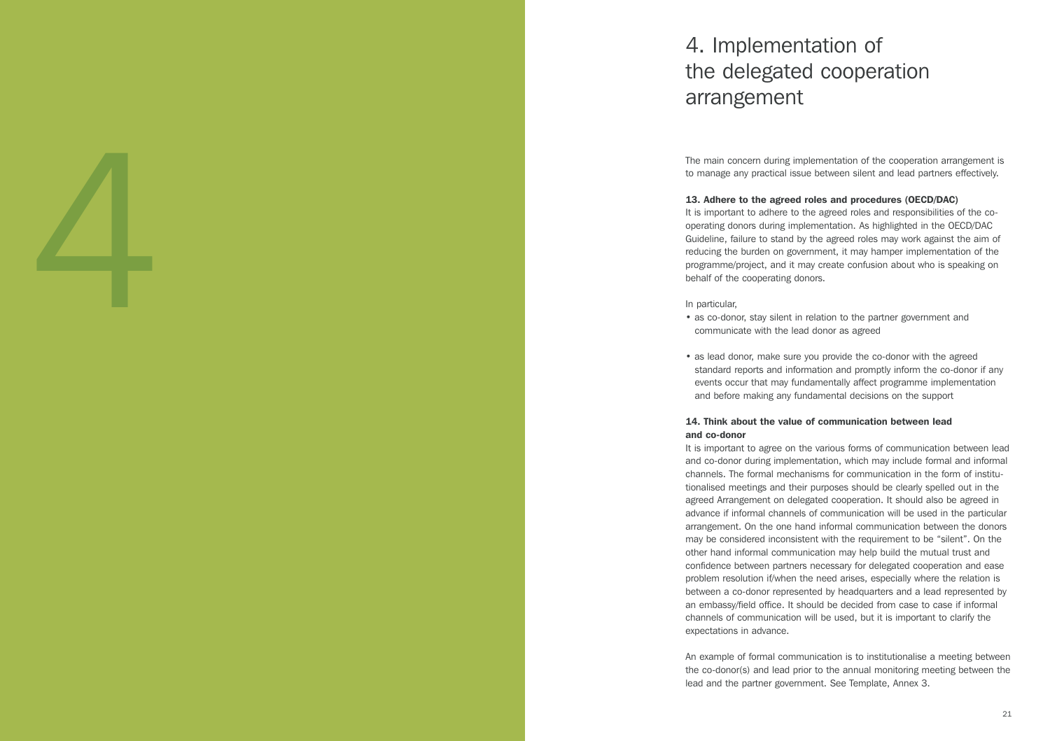# 4. Implementation of the delegated cooperation arrangement

The main concern during implementation of the cooperation arrangement is to manage any practical issue between silent and lead partners effectively.

**13. Adhere to the agreed roles and procedures (OECD/DAC)**

It is important to adhere to the agreed roles and responsibilities of the co-operating donors during implementation. As highlighted in the OECD/DAC Guideline, failure to stand by the agreed roles may work against the aim of reducing the burden on government, it may hamper implementation of the programme/project, and it may create confusion about who is speaking on behalf of the cooperating donors.

In particular,

- as co-donor, stay silent in relation to the partner government and communicate with the lead donor as agreed
- as lead donor, make sure you provide the co-donor with the agreed standard reports and information and promptly inform the co-donor if any events occur that may fundamentally affect programme implementation and before making any fundamental decisions on the support

**14. Think about the value of communication between lead and co-donor**

It is important to agree on the various forms of communication between lead and co-donor during implementation, which may include formal and informal channels. The formal mechanisms for communication in the form of institutionalised meetings and their purposes should be clearly spelled out in the agreed Arrangement on delegated cooperation. It should also be agreed in advance if informal channels of communication will be used in the particular arrangement. On the one hand informal communication between the donors may be considered inconsistent with the requirement to be "silent". On the other hand informal communication may help build the mutual trust and confidence between partners necessary for delegated cooperation and ease problem resolution if/when the need arises, especially where the relation is between a co-donor represented by headquarters and a lead represented by an embassy/field office. It should be decided from case to case if informal channels of communication will be used, but it is important to clarify the expectations in advance.

An example of formal communication is to institutionalise a meeting between the co-donor(s) and lead prior to the annual monitoring meeting between the lead and the partner government. See Template, Annex 3.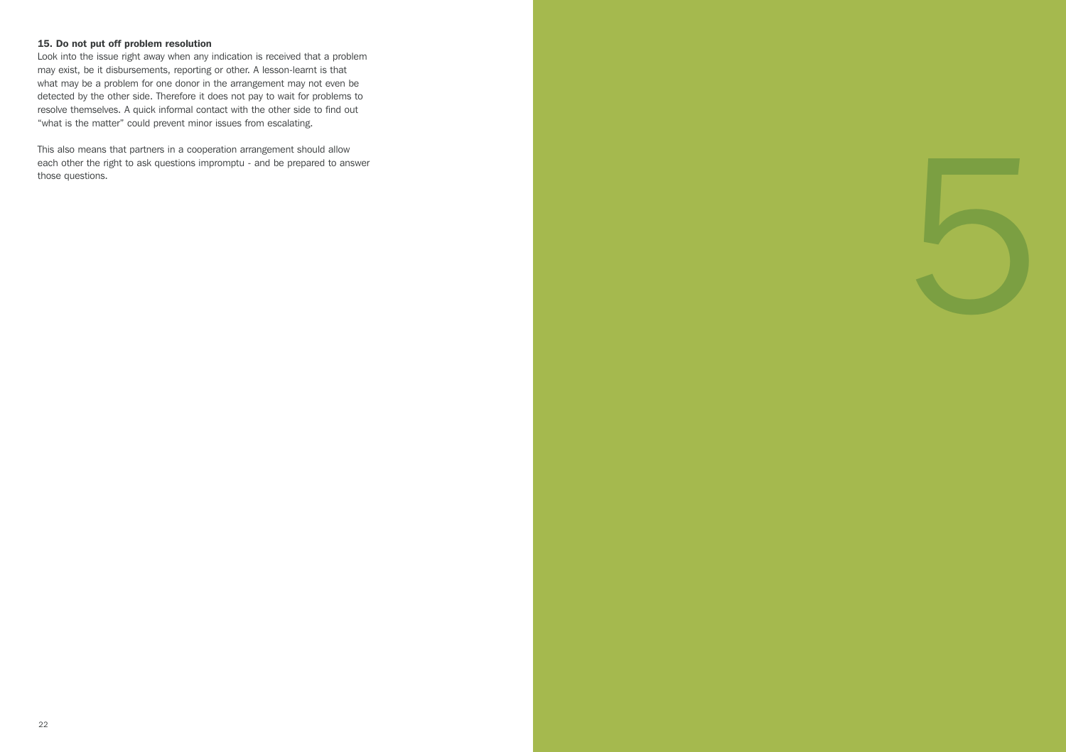**15. Do not put off problem resolution**

Look into the issue right away when any indication is received that a problem may exist, be it disbursements, reporting or other. A lesson-learnt is that what may be a problem for one donor in the arrangement may not even be detected by the other side. Therefore it does not pay to wait for problems to resolve themselves. A quick informal contact with the other side to find out "what is the matter" could prevent minor issues from escalating.

This also means that partners in a cooperation arrangement should allow each other the right to ask questions impromptu - and be prepared to answer those questions.

5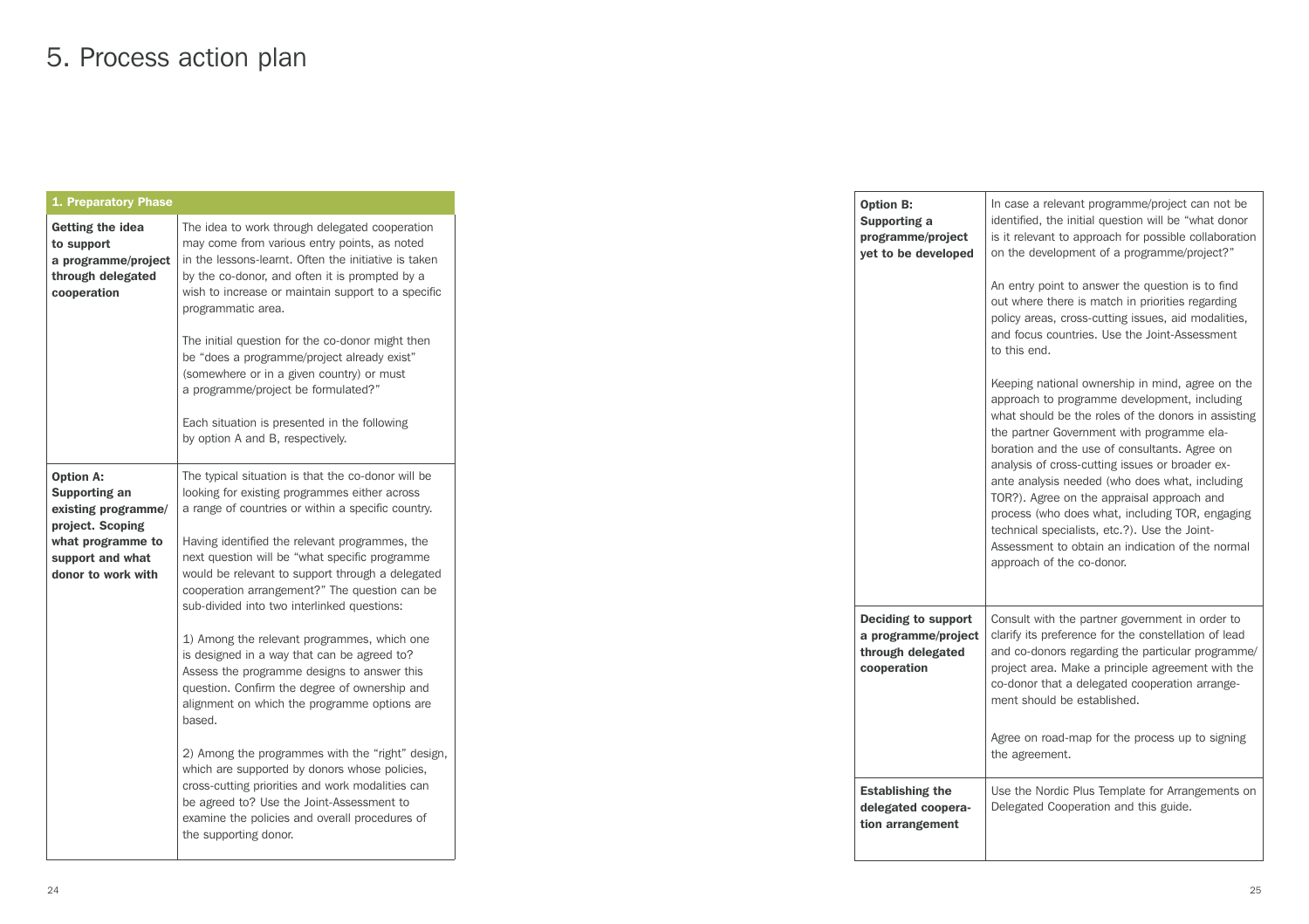# 5. Process action plan

| 1. Preparatory Phase | |
|---|---|
| **Getting the idea to support a programme/project through delegated cooperation** | The idea to work through delegated cooperation may come from various entry points, as noted in the lessons-learnt. Often the initiative is taken by the co-donor, and often it is prompted by a wish to increase or maintain support to a specific programmatic area.<br><br>The initial question for the co-donor might then be "does a programme/project already exist" (somewhere or in a given country) or must a programme/project be formulated?"<br><br>Each situation is presented in the following by option A and B, respectively. |
| **Option A: Supporting an existing programme/ project. Scoping what programme to support and what donor to work with** | The typical situation is that the co-donor will be looking for existing programmes either across a range of countries or within a specific country.<br><br>Having identified the relevant programmes, the next question will be "what specific programme would be relevant to support through a delegated cooperation arrangement?" The question can be sub-divided into two interlinked questions:<br><br>1) Among the relevant programmes, which one is designed in a way that can be agreed to? Assess the programme designs to answer this question. Confirm the degree of ownership and alignment on which the programme options are based.<br><br>2) Among the programmes with the "right" design, which are supported by donors whose policies, cross-cutting priorities and work modalities can be agreed to? Use the Joint-Assessment to examine the policies and overall procedures of the supporting donor. |
| **Option B: Supporting a programme/project yet to be developed** | In case a relevant programme/project can not be identified, the initial question will be "what donor is it relevant to approach for possible collaboration on the development of a programme/project?"<br><br>An entry point to answer the question is to find out where there is match in priorities regarding policy areas, cross-cutting issues, aid modalities, and focus countries. Use the Joint-Assessment to this end.<br><br>Keeping national ownership in mind, agree on the approach to programme development, including what should be the roles of the donors in assisting the partner Government with programme elaboration and the use of consultants. Agree on analysis of cross-cutting issues or broader ex-ante analysis needed (who does what, including TOR?). Agree on the appraisal approach and process (who does what, including TOR, engaging technical specialists, etc.?). Use the Joint-Assessment to obtain an indication of the normal approach of the co-donor. |
| **Deciding to support a programme/project through delegated cooperation** | Consult with the partner government in order to clarify its preference for the constellation of lead and co-donors regarding the particular programme/ project area. Make a principle agreement with the co-donor that a delegated cooperation arrangement should be established.<br><br>Agree on road-map for the process up to signing the agreement. |
| **Establishing the delegated cooperation arrangement** | Use the Nordic Plus Template for Arrangements on Delegated Cooperation and this guide. |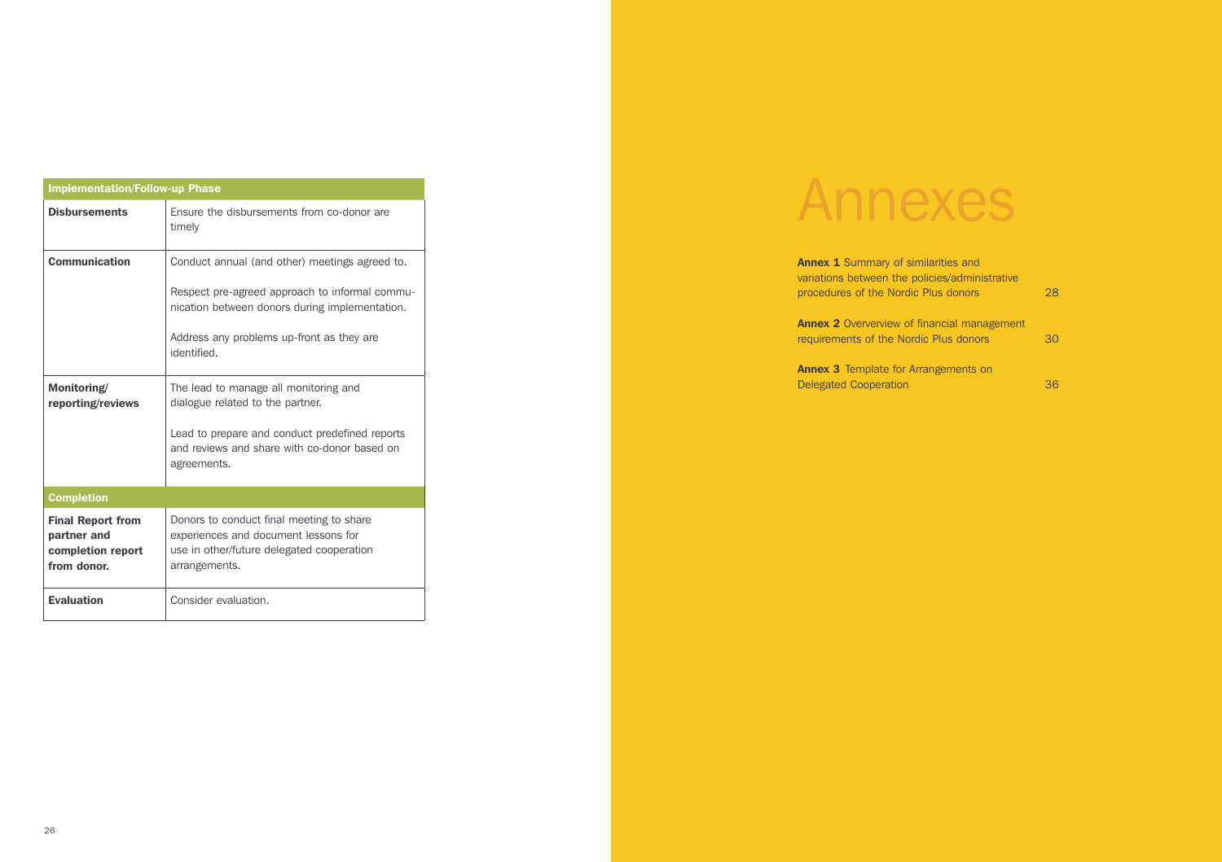| Implementation/Follow-up Phase | |
|---|---|
| **Disbursements** | Ensure the disbursements from co-donor are timely |
| **Communication** | Conduct annual (and other) meetings agreed to.<br><br>Respect pre-agreed approach to informal communication between donors during implementation.<br><br>Address any problems up-front as they are identified. |
| **Monitoring/ reporting/reviews** | The lead to manage all monitoring and dialogue related to the partner.<br><br>Lead to prepare and conduct predefined reports and reviews and share with co-donor based on agreements. |
| **Completion** | |
| **Final Report from partner and completion report from donor.** | Donors to conduct final meeting to share experiences and document lessons for use in other/future delegated cooperation arrangements. |
| **Evaluation** | Consider evaluation. |

# Annexes

**Annex 1** Summary of similarities and variations between the policies/administrative procedures of the Nordic Plus donors 28

**Annex 2** Oververview of financial management requirements of the Nordic Plus donors 30

**Annex 3** Template for Arrangements on Delegated Cooperation 36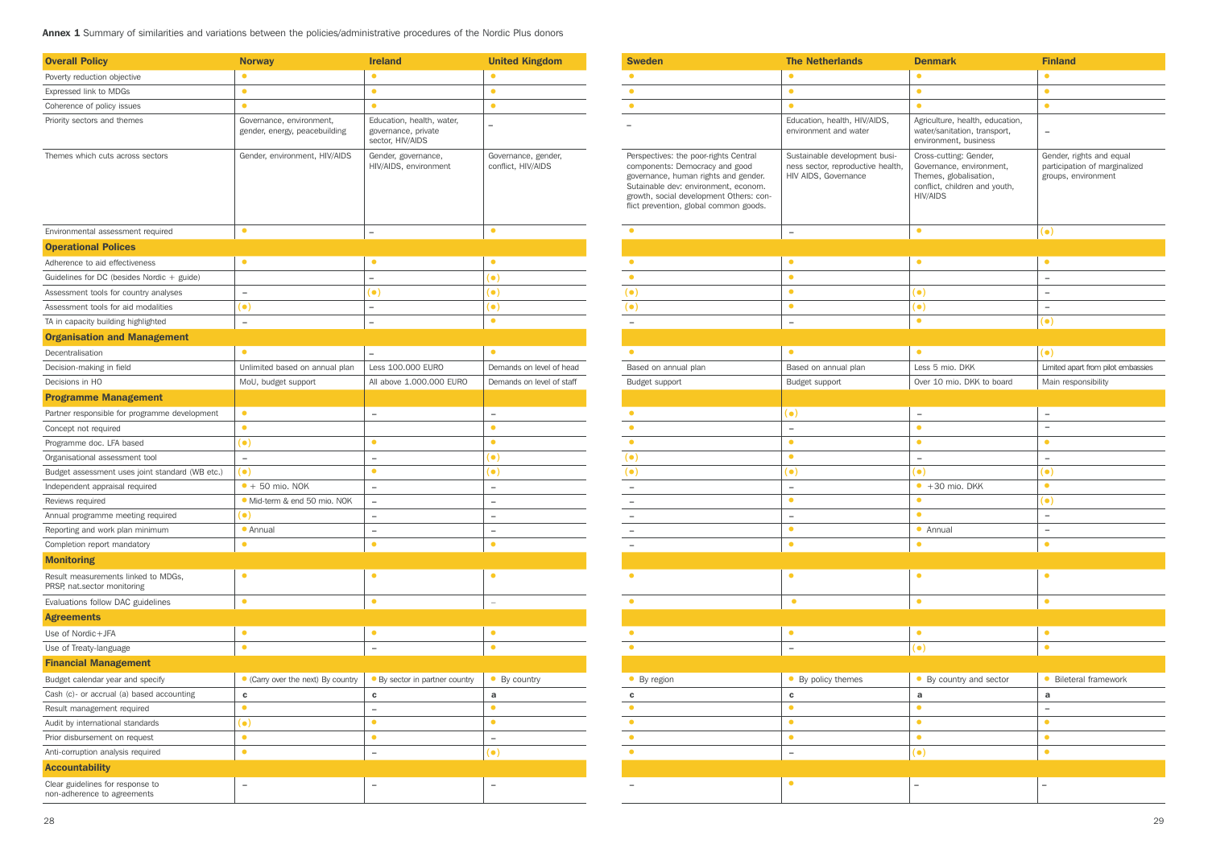**Annex 1** Summary of similarities and variations between the policies/administrative procedures of the Nordic Plus donors

| Overall Policy | Norway | Ireland | United Kingdom | Sweden | The Netherlands | Denmark | Finland |
|---|---|---|---|---|---|---|---|
| Poverty reduction objective | ● | ● | ● | ● | ● | ● | ● |
| Expressed link to MDGs | ● | ● | ● | ● | ● | ● | ● |
| Coherence of policy issues | ● | ● | ● | ● | ● | ● | ● |
| Priority sectors and themes | Governance, environment, gender, energy, peacebuilding | Education, health, water, governance, private sector, HIV/AIDS | – | – | Education, health, HIV/AIDS, environment and water | Agriculture, health, education, water/sanitation, transport, environment, business | – |
| Themes which cuts across sectors | Gender, environment, HIV/AIDS | Gender, governance, HIV/AIDS, environment | Governance, gender, conflict, HIV/AIDS | Perspectives: the poor-rights Central components: Democracy and good governance, human rights and gender. Sutainable dev: environment, econom. growth, social development Others: conflict prevention, global common goods. | Sustainable development business sector, reproductive health, HIV AIDS, Governance | Cross-cutting: Gender, Governance, environment, Themes, globalisation, conflict, children and youth, HIV/AIDS | Gender, rights and equal participation of marginalized groups, environment |
| Environmental assessment required | ● | – | ● | ● | – | ● | (●) |
| **Operational Polices** | | | | | | | |
| Adherence to aid effectiveness | ● | ● | ● | ● | ● | ● | ● |
| Guidelines for DC (besides Nordic + guide) | | – | (●) | ● | ● | | – |
| Assessment tools for country analyses | – | (●) | (●) | (●) | ● | (●) | – |
| Assessment tools for aid modalities | (●) | – | (●) | (●) | ● | (●) | – |
| TA in capacity building highlighted | – | – | ● | – | – | ● | (●) |
| **Organisation and Management** | | | | | | | |
| Decentralisation | ● | – | ● | ● | ● | ● | (●) |
| Decision-making in field | Unlimited based on annual plan | Less 100.000 EURO | Demands on level of head | Based on annual plan | Based on annual plan | Less 5 mio. DKK | Limited apart from pilot embassies |
| Decisions in HO | MoU, budget support | All above 1.000.000 EURO | Demands on level of staff | Budget support | Budget support | Over 10 mio. DKK to board | Main responsibility |
| **Programme Management** | | | | | | | |
| Partner responsible for programme development | ● | – | – | ● | (●) | – | – |
| Concept not required | ● | | ● | ● | – | ● | – |
| Programme doc. LFA based | (●) | ● | ● | ● | ● | ● | ● |
| Organisational assessment tool | – | – | (●) | (●) | ● | – | – |
| Budget assessment uses joint standard (WB etc.) | (●) | ● | (●) | (●) | (●) | (●) | (●) |
| Independent appraisal required | ● + 50 mio. NOK | – | – | – | – | ● +30 mio. DKK | ● |
| Reviews required | ● Mid-term & end 50 mio. NOK | – | – | – | ● | ● | (●) |
| Annual programme meeting required | (●) | – | – | – | – | ● | – |
| Reporting and work plan minimum | ● Annual | – | – | – | ● | ● Annual | – |
| Completion report mandatory | ● | ● | ● | – | ● | ● | ● |
| **Monitoring** | | | | | | | |
| Result measurements linked to MDGs, PRSP, nat.sector monitoring | ● | ● | ● | ● | ● | ● | ● |
| Evaluations follow DAC guidelines | ● | ● | – | ● | ● | ● | ● |
| **Agreements** | | | | | | | |
| Use of Nordic+JFA | ● | ● | ● | ● | ● | ● | ● |
| Use of Treaty-language | ● | – | ● | ● | – | (●) | ● |
| **Financial Management** | | | | | | | |
| Budget calendar year and specify | ● (Carry over the next) By country | ● By sector in partner country | ● By country | ● By region | ● By policy themes | ● By country and sector | ● Bileteral framework |
| Cash (c)- or accrual (a) based accounting | c | c | a | c | c | a | a |
| Result management required | ● | – | ● | ● | ● | ● | – |
| Audit by international standards | (●) | ● | ● | ● | ● | ● | ● |
| Prior disbursement on request | ● | ● | – | ● | ● | ● | ● |
| Anti-corruption analysis required | ● | – | (●) | ● | – | (●) | ● |
| **Accountability** | | | | | | | |
| Clear guidelines for response to non-adherence to agreements | – | – | – | – | ● | – | – |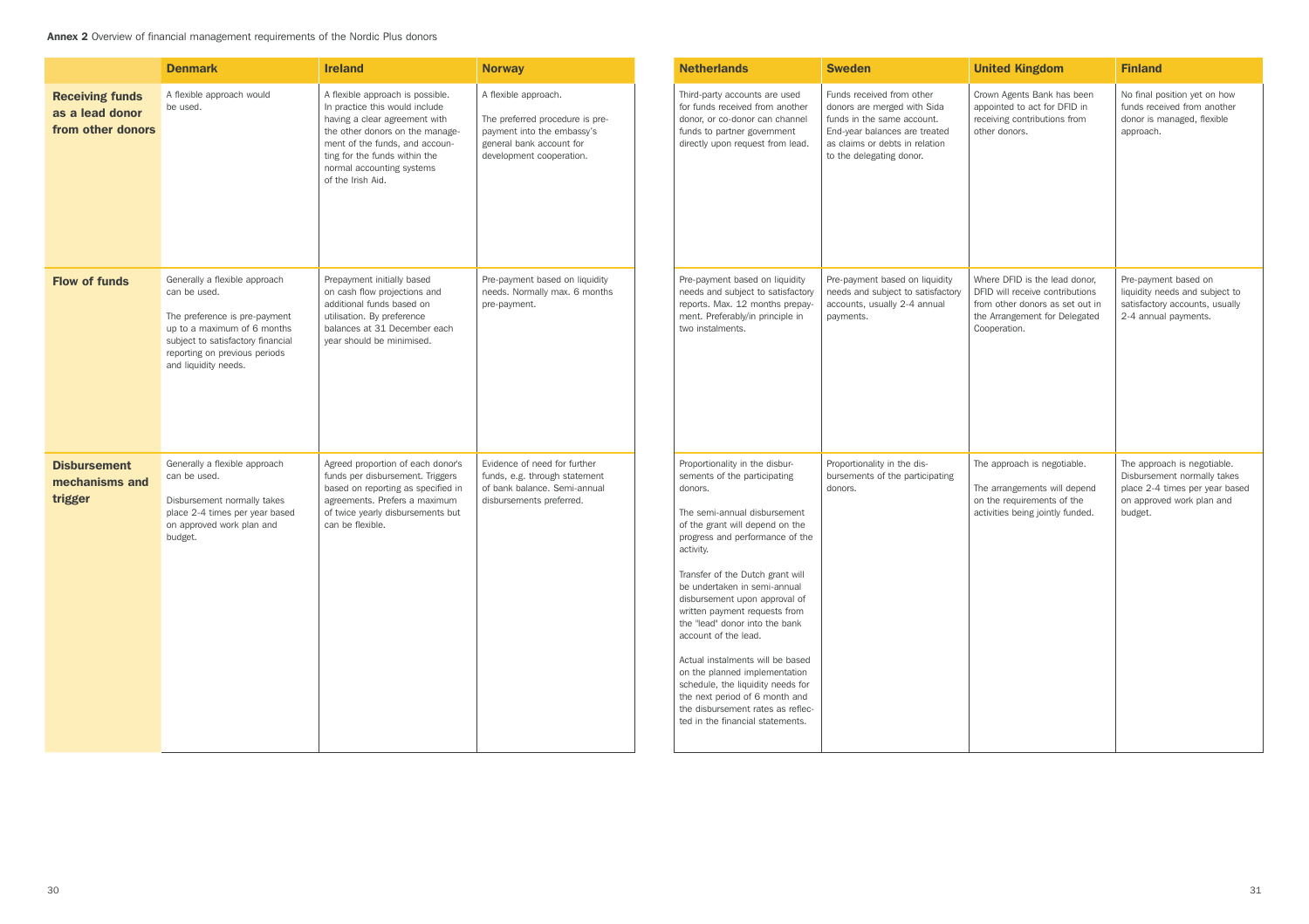**Annex 2** Overview of financial management requirements of the Nordic Plus donors

| | Denmark | Ireland | Norway | Netherlands | Sweden | United Kingdom | Finland |
|---|---|---|---|---|---|---|---|
| **Receiving funds as a lead donor from other donors** | A flexible approach would be used. | A flexible approach is possible. In practice this would include having a clear agreement with the other donors on the management of the funds, and accounting for the funds within the normal accounting systems of the Irish Aid. | A flexible approach.<br><br>The preferred procedure is pre-payment into the embassy's general bank account for development cooperation. | Third-party accounts are used for funds received from another donor, or co-donor can channel funds to partner government directly upon request from lead. | Funds received from other donors are merged with Sida funds in the same account. End-year balances are treated as claims or debts in relation to the delegating donor. | Crown Agents Bank has been appointed to act for DFID in receiving contributions from other donors. | No final position yet on how funds received from another donor is managed, flexible approach. |
| **Flow of funds** | Generally a flexible approach can be used.<br><br>The preference is pre-payment up to a maximum of 6 months subject to satisfactory financial reporting on previous periods and liquidity needs. | Prepayment initially based on cash flow projections and additional funds based on utilisation. By preference balances at 31 December each year should be minimised. | Pre-payment based on liquidity needs. Normally max. 6 months pre-payment. | Pre-payment based on liquidity needs and subject to satisfactory reports. Max. 12 months prepayment. Preferably/in principle in two instalments. | Pre-payment based on liquidity needs and subject to satisfactory accounts, usually 2-4 annual payments. | Where DFID is the lead donor, DFID will receive contributions from other donors as set out in the Arrangement for Delegated Cooperation. | Pre-payment based on liquidity needs and subject to satisfactory accounts, usually 2-4 annual payments. |
| **Disbursement mechanisms and trigger** | Generally a flexible approach can be used.<br><br>Disbursement normally takes place 2-4 times per year based on approved work plan and budget. | Agreed proportion of each donor's funds per disbursement. Triggers based on reporting as specified in agreements. Prefers a maximum of twice yearly disbursements but can be flexible. | Evidence of need for further funds, e.g. through statement of bank balance. Semi-annual disbursements preferred. | Proportionality in the disbursements of the participating donors.<br><br>The semi-annual disbursement of the grant will depend on the progress and performance of the activity.<br><br>Transfer of the Dutch grant will be undertaken in semi-annual disbursement upon approval of written payment requests from the "lead" donor into the bank account of the lead.<br><br>Actual instalments will be based on the planned implementation schedule, the liquidity needs for the next period of 6 month and the disbursement rates as reflected in the financial statements. | Proportionality in the disbursements of the participating donors. | The approach is negotiable.<br><br>The arrangements will depend on the requirements of the activities being jointly funded. | The approach is negotiable. Disbursement normally takes place 2-4 times per year based on approved work plan and budget. |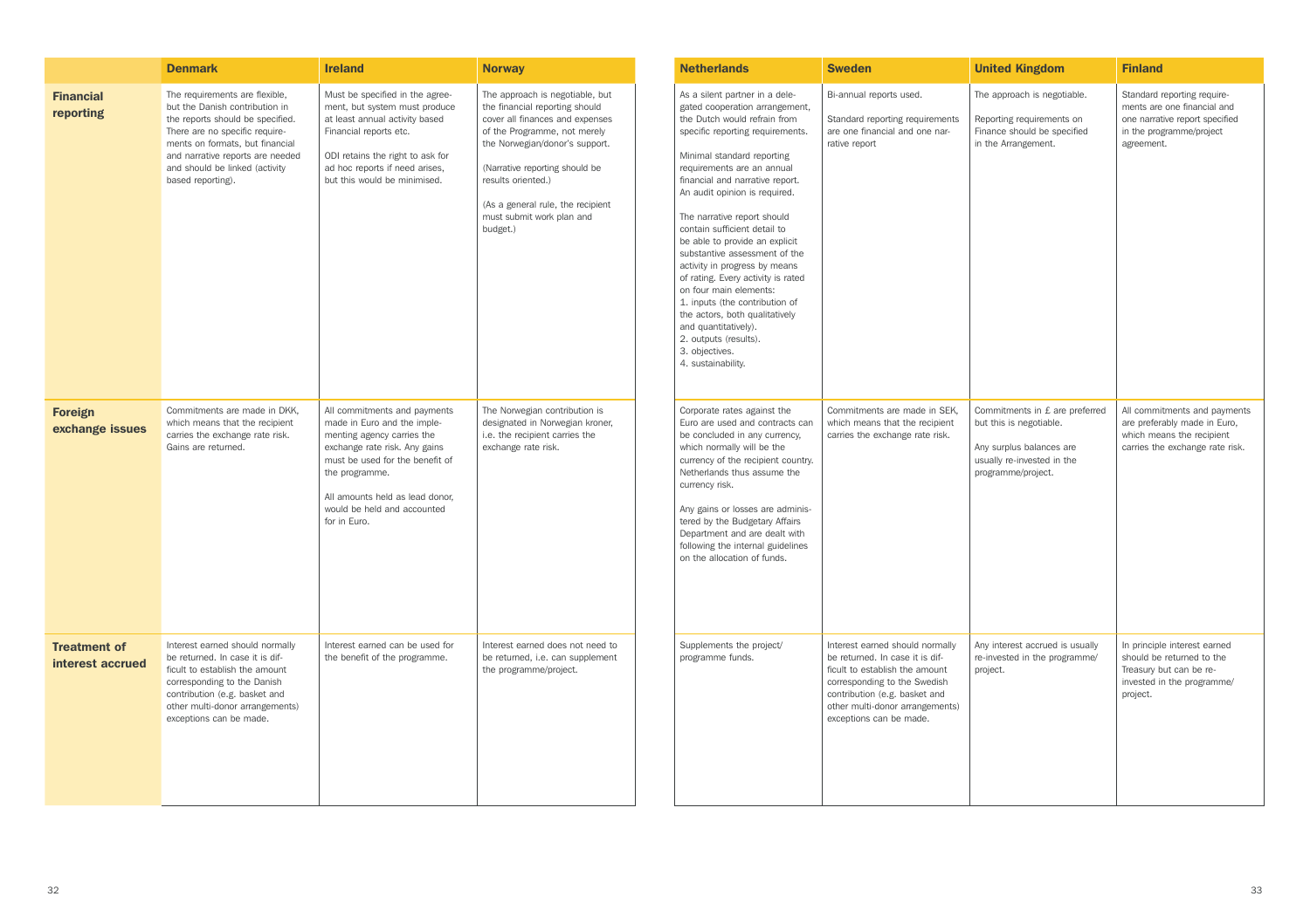| | Denmark | Ireland | Norway | Netherlands | Sweden | United Kingdom | Finland |
|---|---|---|---|---|---|---|---|
| **Financial reporting** | The requirements are flexible, but the Danish contribution in the reports should be specified. There are no specific requirements on formats, but financial and narrative reports are needed and should be linked (activity based reporting). | Must be specified in the agreement, but system must produce at least annual activity based Financial reports etc.<br><br>ODI retains the right to ask for ad hoc reports if need arises, but this would be minimised. | The approach is negotiable, but the financial reporting should cover all finances and expenses of the Programme, not merely the Norwegian/donor's support.<br><br>(Narrative reporting should be results oriented.)<br><br>(As a general rule, the recipient must submit work plan and budget.) | As a silent partner in a delegated cooperation arrangement, the Dutch would refrain from specific reporting requirements.<br><br>Minimal standard reporting requirements are an annual financial and narrative report. An audit opinion is required.<br><br>The narrative report should contain sufficient detail to be able to provide an explicit substantive assessment of the activity in progress by means of rating. Every activity is rated on four main elements:<br>1. inputs (the contribution of the actors, both qualitatively and quantitatively).<br>2. outputs (results).<br>3. objectives.<br>4. sustainability. | Bi-annual reports used.<br><br>Standard reporting requirements are one financial and one narrative report | The approach is negotiable.<br><br>Reporting requirements on Finance should be specified in the Arrangement. | Standard reporting requirements are one financial and one narrative report specified in the programme/project agreement. |
| **Foreign exchange issues** | Commitments are made in DKK, which means that the recipient carries the exchange rate risk. Gains are returned. | All commitments and payments made in Euro and the implementing agency carries the exchange rate risk. Any gains must be used for the benefit of the programme.<br><br>All amounts held as lead donor, would be held and accounted for in Euro. | The Norwegian contribution is designated in Norwegian kroner, i.e. the recipient carries the exchange rate risk. | Corporate rates against the Euro are used and contracts can be concluded in any currency, which normally will be the currency of the recipient country. Netherlands thus assume the currency risk.<br><br>Any gains or losses are administered by the Budgetary Affairs Department and are dealt with following the internal guidelines on the allocation of funds. | Commitments are made in SEK, which means that the recipient carries the exchange rate risk. | Commitments in £ are preferred but this is negotiable.<br><br>Any surplus balances are usually re-invested in the programme/project. | All commitments and payments are preferably made in Euro, which means the recipient carries the exchange rate risk. |
| **Treatment of interest accrued** | Interest earned should normally be returned. In case it is difficult to establish the amount corresponding to the Danish contribution (e.g. basket and other multi-donor arrangements) exceptions can be made. | Interest earned can be used for the benefit of the programme. | Interest earned does not need to be returned, i.e. can supplement the programme/project. | Supplements the project/programme funds. | Interest earned should normally be returned. In case it is difficult to establish the amount corresponding to the Swedish contribution (e.g. basket and other multi-donor arrangements) exceptions can be made. | Any interest accrued is usually re-invested in the programme/project. | In principle interest earned should be returned to the Treasury but can be re-invested in the programme/project. |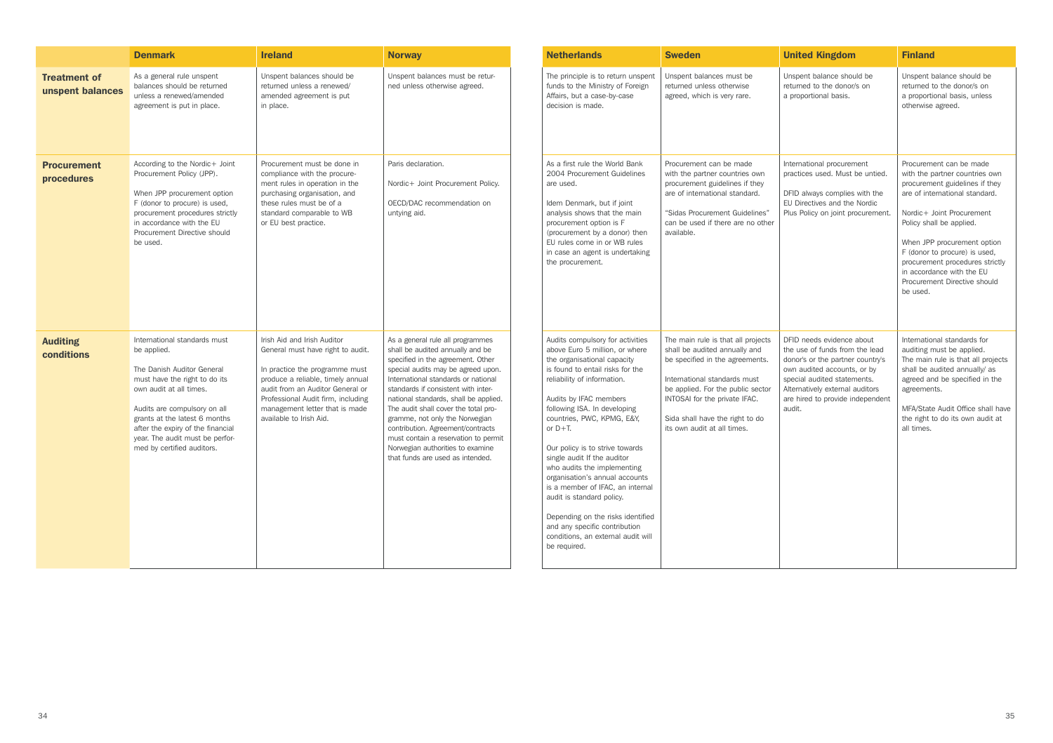| | Denmark | Ireland | Norway | Netherlands | Sweden | United Kingdom | Finland |
|---|---|---|---|---|---|---|---|
| **Treatment of unspent balances** | As a general rule unspent balances should be returned unless a renewed/amended agreement is put in place. | Unspent balances should be returned unless a renewed/ amended agreement is put in place. | Unspent balances must be returned unless otherwise agreed. | The principle is to return unspent funds to the Ministry of Foreign Affairs, but a case-by-case decision is made. | Unspent balances must be returned unless otherwise agreed, which is very rare. | Unspent balance should be returned to the donor/s on a proportional basis. | Unspent balance should be returned to the donor/s on a proportional basis, unless otherwise agreed. |
| **Procurement procedures** | According to the Nordic+ Joint Procurement Policy (JPP).<br><br>When JPP procurement option F (donor to procure) is used, procurement procedures strictly in accordance with the EU Procurement Directive should be used. | Procurement must be done in compliance with the procurement rules in operation in the purchasing organisation, and these rules must be of a standard comparable to WB or EU best practice. | Paris declaration.<br><br>Nordic+ Joint Procurement Policy.<br><br>OECD/DAC recommendation on untying aid. | As a first rule the World Bank 2004 Procurement Guidelines are used.<br><br>Idem Denmark, but if joint analysis shows that the main procurement option is F (procurement by a donor) then EU rules come in or WB rules in case an agent is undertaking the procurement. | Procurement can be made with the partner countries own procurement guidelines if they are of international standard.<br><br>"Sidas Procurement Guidelines" can be used if there are no other available. | International procurement practices used. Must be untied.<br><br>DFID always complies with the EU Directives and the Nordic Plus Policy on joint procurement. | Procurement can be made with the partner countries own procurement guidelines if they are of international standard.<br><br>Nordic+ Joint Procurement Policy shall be applied.<br><br>When JPP procurement option F (donor to procure) is used, procurement procedures strictly in accordance with the EU Procurement Directive should be used. |
| **Auditing conditions** | International standards must be applied.<br><br>The Danish Auditor General must have the right to do its own audit at all times.<br><br>Audits are compulsory on all grants at the latest 6 months after the expiry of the financial year. The audit must be performed by certified auditors. | Irish Aid and Irish Auditor General must have right to audit.<br><br>In practice the programme must produce a reliable, timely annual audit from an Auditor General or Professional Audit firm, including management letter that is made available to Irish Aid. | As a general rule all programmes shall be audited annually and be specified in the agreement. Other special audits may be agreed upon. International standards or national standards if consistent with international standards, shall be applied. The audit shall cover the total programme, not only the Norwegian contribution. Agreement/contracts must contain a reservation to permit Norwegian authorities to examine that funds are used as intended. | Audits compulsory for activities above Euro 5 million, or where the organisational capacity is found to entail risks for the reliability of information.<br><br>Audits by IFAC members following ISA. In developing countries, PWC, KPMG, E&Y, or D+T.<br><br>Our policy is to strive towards single audit If the auditor who audits the implementing organisation's annual accounts is a member of IFAC, an internal audit is standard policy.<br><br>Depending on the risks identified and any specific contribution conditions, an external audit will be required. | The main rule is that all projects shall be audited annually and be specified in the agreements.<br><br>International standards must be applied. For the public sector INTOSAI for the private IFAC.<br><br>Sida shall have the right to do its own audit at all times. | DFID needs evidence about the use of funds from the lead donor's or the partner country's own audited accounts, or by special audited statements. Alternatively external auditors are hired to provide independent audit. | International standards for auditing must be applied. The main rule is that all projects shall be audited annually/ as agreed and be specified in the agreements.<br><br>MFA/State Audit Office shall have the right to do its own audit at all times. |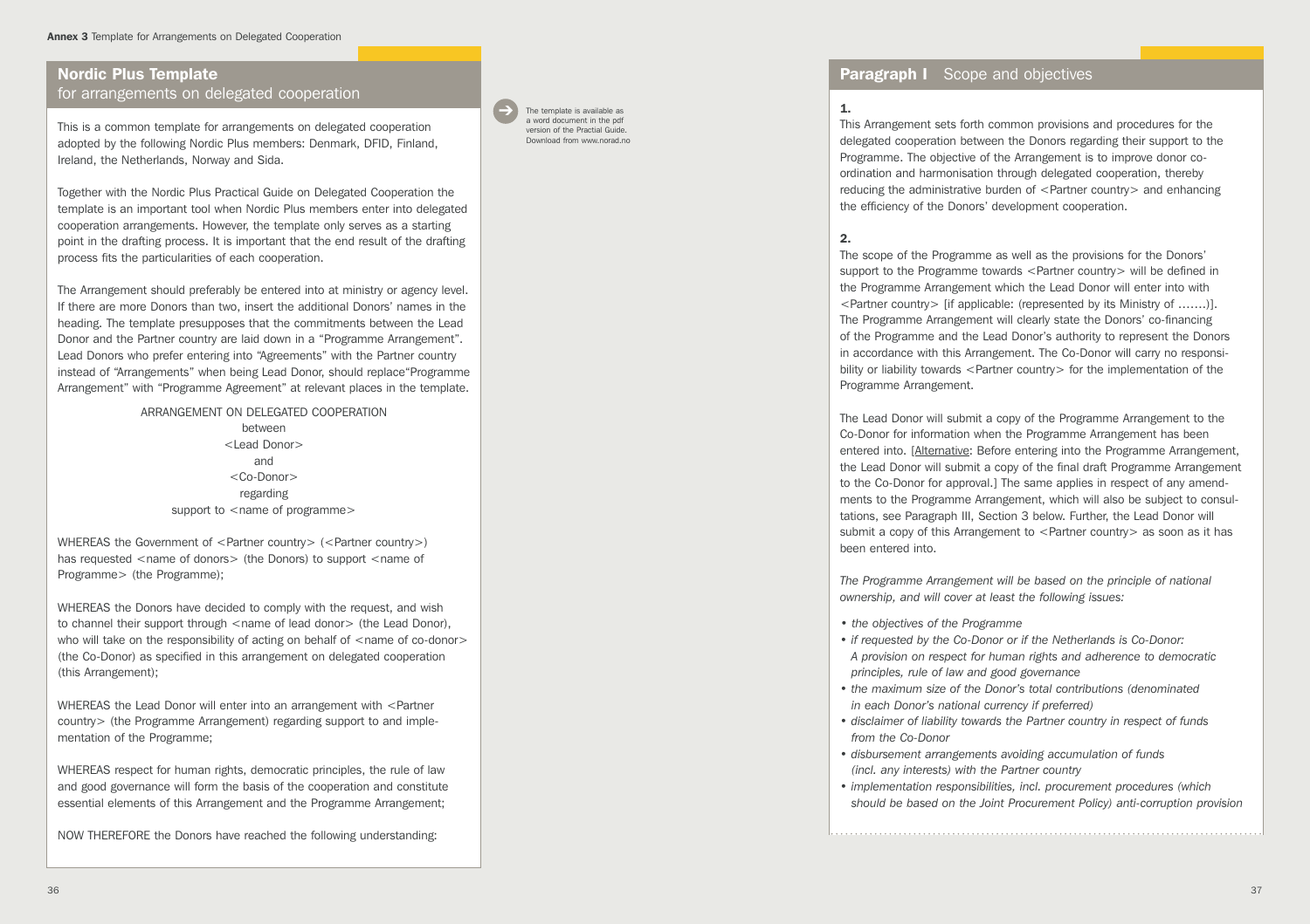## Nordic Plus Template
### for arrangements on delegated cooperation

This is a common template for arrangements on delegated cooperation adopted by the following Nordic Plus members: Denmark, DFID, Finland, Ireland, the Netherlands, Norway and Sida.

Together with the Nordic Plus Practical Guide on Delegated Cooperation the template is an important tool when Nordic Plus members enter into delegated cooperation arrangements. However, the template only serves as a starting point in the drafting process. It is important that the end result of the drafting process fits the particularities of each cooperation.

The Arrangement should preferably be entered into at ministry or agency level. If there are more Donors than two, insert the additional Donors' names in the heading. The template presupposes that the commitments between the Lead Donor and the Partner country are laid down in a "Programme Arrangement". Lead Donors who prefer entering into "Agreements" with the Partner country instead of "Arrangements" when being Lead Donor, should replace"Programme Arrangement" with "Programme Agreement" at relevant places in the template.

The template is available as a word document in the pdf version of the Practial Guide. Download from www.norad.no

ARRANGEMENT ON DELEGATED COOPERATION
between
<Lead Donor>
and
<Co-Donor>
regarding
support to <name of programme>

WHEREAS the Government of <Partner country> (<Partner country>) has requested <name of donors> (the Donors) to support <name of Programme> (the Programme);

WHEREAS the Donors have decided to comply with the request, and wish to channel their support through <name of lead donor> (the Lead Donor), who will take on the responsibility of acting on behalf of <name of co-donor> (the Co-Donor) as specified in this arrangement on delegated cooperation (this Arrangement);

WHEREAS the Lead Donor will enter into an arrangement with <Partner country> (the Programme Arrangement) regarding support to and implementation of the Programme;

WHEREAS respect for human rights, democratic principles, the rule of law and good governance will form the basis of the cooperation and constitute essential elements of this Arrangement and the Programme Arrangement;

NOW THEREFORE the Donors have reached the following understanding:

## Paragraph I Scope and objectives

**1.**

This Arrangement sets forth common provisions and procedures for the delegated cooperation between the Donors regarding their support to the Programme. The objective of the Arrangement is to improve donor co-ordination and harmonisation through delegated cooperation, thereby reducing the administrative burden of <Partner country> and enhancing the efficiency of the Donors' development cooperation.

**2.**

The scope of the Programme as well as the provisions for the Donors' support to the Programme towards <Partner country> will be defined in the Programme Arrangement which the Lead Donor will enter into with <Partner country> [if applicable: (represented by its Ministry of …….)]. The Programme Arrangement will clearly state the Donors' co-financing of the Programme and the Lead Donor's authority to represent the Donors in accordance with this Arrangement. The Co-Donor will carry no responsibility or liability towards <Partner country> for the implementation of the Programme Arrangement.

The Lead Donor will submit a copy of the Programme Arrangement to the Co-Donor for information when the Programme Arrangement has been entered into. [Alternative: Before entering into the Programme Arrangement, the Lead Donor will submit a copy of the final draft Programme Arrangement to the Co-Donor for approval.] The same applies in respect of any amendments to the Programme Arrangement, which will also be subject to consultations, see Paragraph III, Section 3 below. Further, the Lead Donor will submit a copy of this Arrangement to <Partner country> as soon as it has been entered into.

*The Programme Arrangement will be based on the principle of national ownership, and will cover at least the following issues:*

- *the objectives of the Programme*
- *if requested by the Co-Donor or if the Netherlands is Co-Donor: A provision on respect for human rights and adherence to democratic principles, rule of law and good governance*
- *the maximum size of the Donor's total contributions (denominated in each Donor's national currency if preferred)*
- *disclaimer of liability towards the Partner country in respect of funds from the Co-Donor*
- *disbursement arrangements avoiding accumulation of funds (incl. any interests) with the Partner country*
- *implementation responsibilities, incl. procurement procedures (which should be based on the Joint Procurement Policy) anti-corruption provision*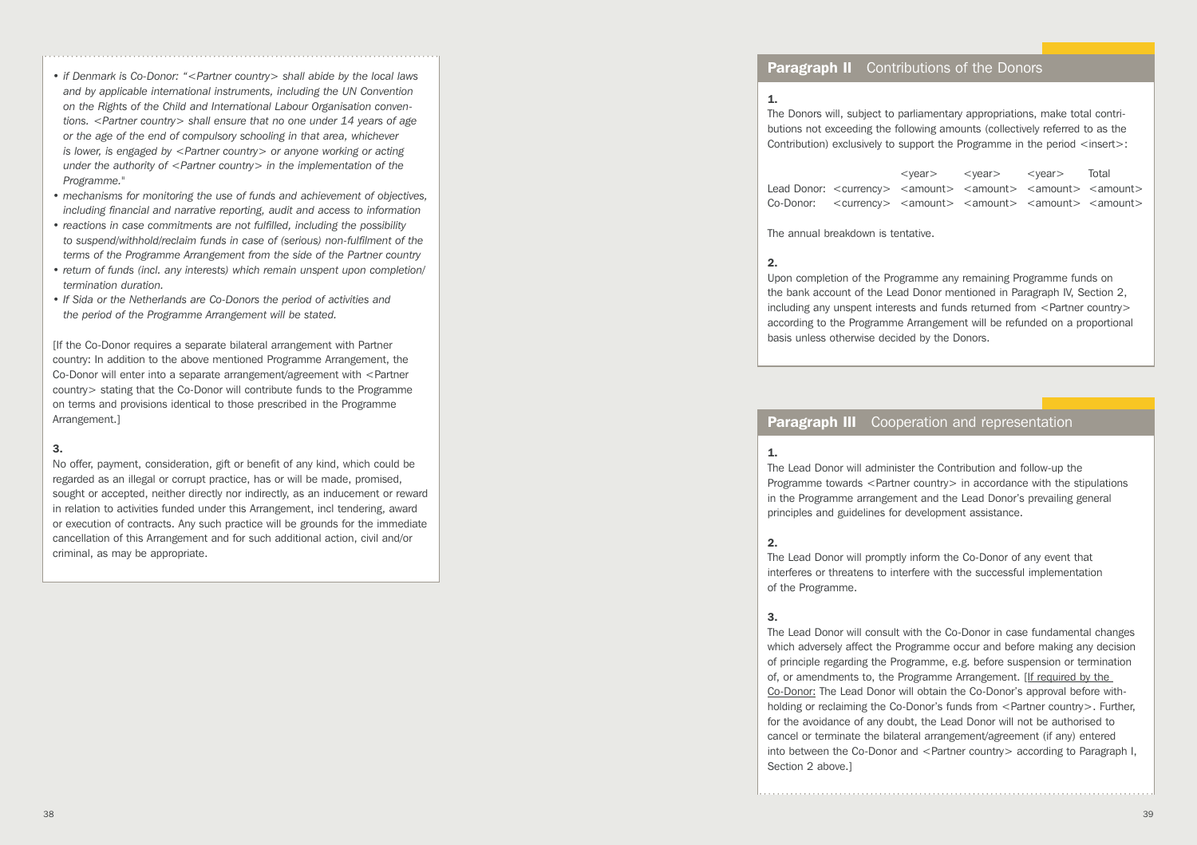- *if Denmark is Co-Donor: "<Partner country> shall abide by the local laws and by applicable international instruments, including the UN Convention on the Rights of the Child and International Labour Organisation conventions. <Partner country> shall ensure that no one under 14 years of age or the age of the end of compulsory schooling in that area, whichever is lower, is engaged by <Partner country> or anyone working or acting under the authority of <Partner country> in the implementation of the Programme."*
- *mechanisms for monitoring the use of funds and achievement of objectives, including financial and narrative reporting, audit and access to information*
- *reactions in case commitments are not fulfilled, including the possibility to suspend/withhold/reclaim funds in case of (serious) non-fulfilment of the terms of the Programme Arrangement from the side of the Partner country*
- *return of funds (incl. any interests) which remain unspent upon completion/termination duration.*
- *If Sida or the Netherlands are Co-Donors the period of activities and the period of the Programme Arrangement will be stated.*

[If the Co-Donor requires a separate bilateral arrangement with Partner country: In addition to the above mentioned Programme Arrangement, the Co-Donor will enter into a separate arrangement/agreement with <Partner country> stating that the Co-Donor will contribute funds to the Programme on terms and provisions identical to those prescribed in the Programme Arrangement.]

**3.**

No offer, payment, consideration, gift or benefit of any kind, which could be regarded as an illegal or corrupt practice, has or will be made, promised, sought or accepted, neither directly nor indirectly, as an inducement or reward in relation to activities funded under this Arrangement, incl tendering, award or execution of contracts. Any such practice will be grounds for the immediate cancellation of this Arrangement and for such additional action, civil and/or criminal, as may be appropriate.

## Paragraph II Contributions of the Donors

**1.**

The Donors will, subject to parliamentary appropriations, make total contributions not exceeding the following amounts (collectively referred to as the Contribution) exclusively to support the Programme in the period <insert>:

| | | <year> | <year> | <year> | Total |
|---|---|---|---|---|---|
| Lead Donor: | <currency> | <amount> | <amount> | <amount> | <amount> |
| Co-Donor: | <currency> | <amount> | <amount> | <amount> | <amount> |

The annual breakdown is tentative.

**2.**

Upon completion of the Programme any remaining Programme funds on the bank account of the Lead Donor mentioned in Paragraph IV, Section 2, including any unspent interests and funds returned from <Partner country> according to the Programme Arrangement will be refunded on a proportional basis unless otherwise decided by the Donors.

## Paragraph III Cooperation and representation

**1.**

The Lead Donor will administer the Contribution and follow-up the Programme towards <Partner country> in accordance with the stipulations in the Programme arrangement and the Lead Donor's prevailing general principles and guidelines for development assistance.

**2.**

The Lead Donor will promptly inform the Co-Donor of any event that interferes or threatens to interfere with the successful implementation of the Programme.

**3.**

The Lead Donor will consult with the Co-Donor in case fundamental changes which adversely affect the Programme occur and before making any decision of principle regarding the Programme, e.g. before suspension or termination of, or amendments to, the Programme Arrangement. [If required by the Co-Donor: The Lead Donor will obtain the Co-Donor's approval before withholding or reclaiming the Co-Donor's funds from <Partner country>. Further, for the avoidance of any doubt, the Lead Donor will not be authorised to cancel or terminate the bilateral arrangement/agreement (if any) entered into between the Co-Donor and <Partner country> according to Paragraph I, Section 2 above.]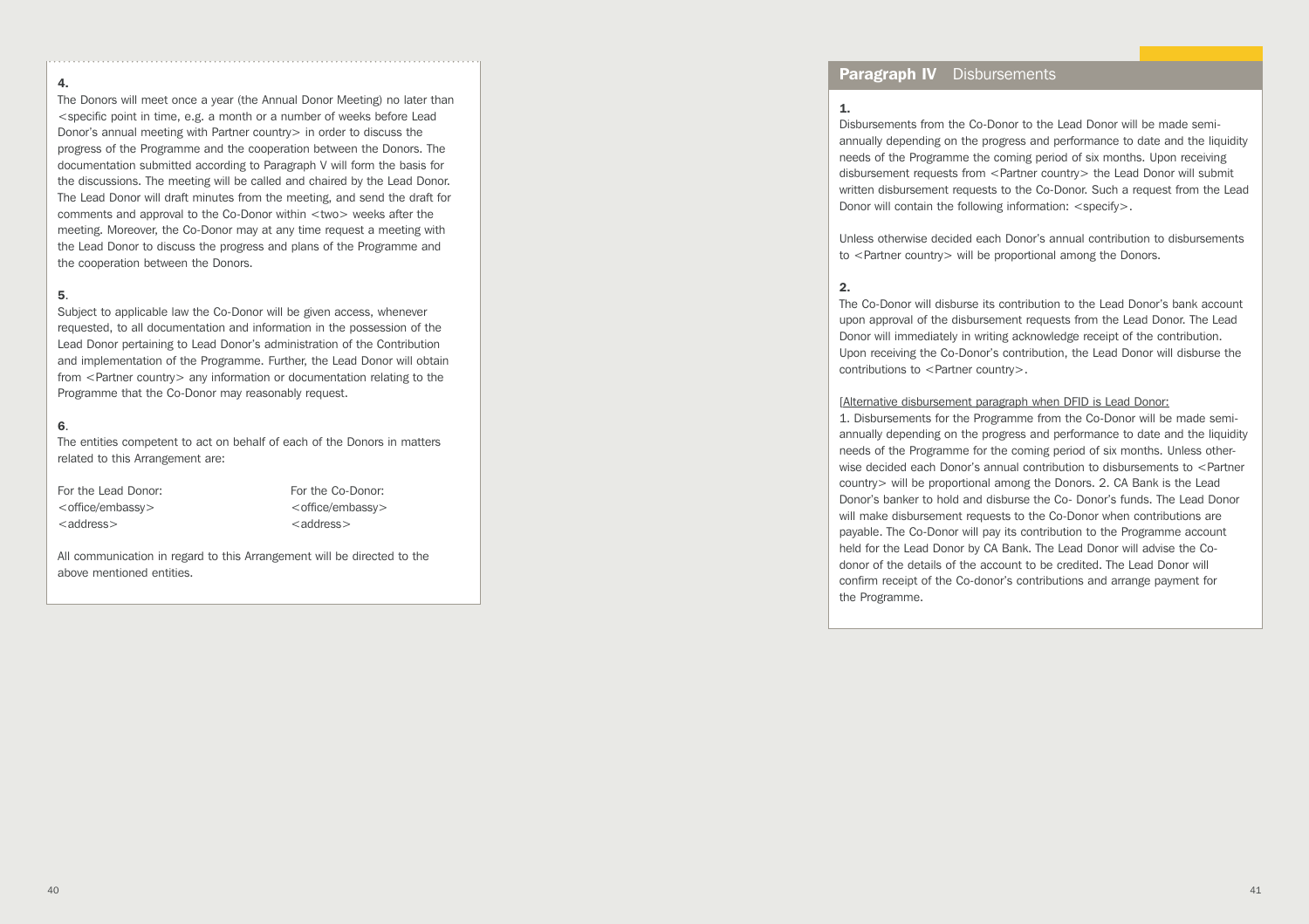**4.**

The Donors will meet once a year (the Annual Donor Meeting) no later than <specific point in time, e.g. a month or a number of weeks before Lead Donor's annual meeting with Partner country> in order to discuss the progress of the Programme and the cooperation between the Donors. The documentation submitted according to Paragraph V will form the basis for the discussions. The meeting will be called and chaired by the Lead Donor. The Lead Donor will draft minutes from the meeting, and send the draft for comments and approval to the Co-Donor within <two> weeks after the meeting. Moreover, the Co-Donor may at any time request a meeting with the Lead Donor to discuss the progress and plans of the Programme and the cooperation between the Donors.

**5**.

Subject to applicable law the Co-Donor will be given access, whenever requested, to all documentation and information in the possession of the Lead Donor pertaining to Lead Donor's administration of the Contribution and implementation of the Programme. Further, the Lead Donor will obtain from <Partner country> any information or documentation relating to the Programme that the Co-Donor may reasonably request.

**6**.

The entities competent to act on behalf of each of the Donors in matters related to this Arrangement are:

| For the Lead Donor: | For the Co-Donor: |
|---|---|
| <office/embassy> | <office/embassy> |
| <address> | <address> |

All communication in regard to this Arrangement will be directed to the above mentioned entities.

## Paragraph IV Disbursements

**1.**

Disbursements from the Co-Donor to the Lead Donor will be made semi-annually depending on the progress and performance to date and the liquidity needs of the Programme the coming period of six months. Upon receiving disbursement requests from <Partner country> the Lead Donor will submit written disbursement requests to the Co-Donor. Such a request from the Lead Donor will contain the following information: <specify>.

Unless otherwise decided each Donor's annual contribution to disbursements to <Partner country> will be proportional among the Donors.

**2.**

The Co-Donor will disburse its contribution to the Lead Donor's bank account upon approval of the disbursement requests from the Lead Donor. The Lead Donor will immediately in writing acknowledge receipt of the contribution. Upon receiving the Co-Donor's contribution, the Lead Donor will disburse the contributions to <Partner country>.

[Alternative disbursement paragraph when DFID is Lead Donor:

1. Disbursements for the Programme from the Co-Donor will be made semi-annually depending on the progress and performance to date and the liquidity needs of the Programme for the coming period of six months. Unless otherwise decided each Donor's annual contribution to disbursements to <Partner country> will be proportional among the Donors. 2. CA Bank is the Lead Donor's banker to hold and disburse the Co- Donor's funds. The Lead Donor will make disbursement requests to the Co-Donor when contributions are payable. The Co-Donor will pay its contribution to the Programme account held for the Lead Donor by CA Bank. The Lead Donor will advise the Co-donor of the details of the account to be credited. The Lead Donor will confirm receipt of the Co-donor's contributions and arrange payment for the Programme.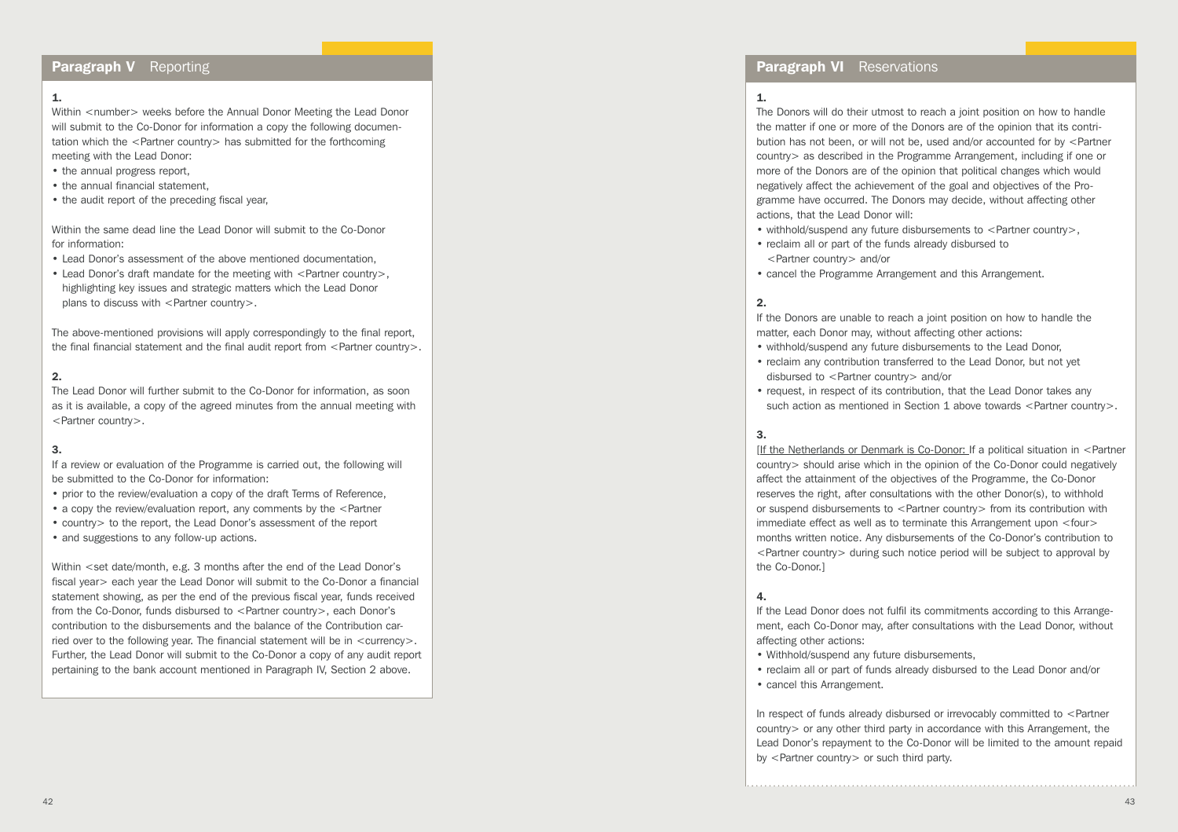## **Paragraph V** Reporting

**1.**
Within <number> weeks before the Annual Donor Meeting the Lead Donor will submit to the Co-Donor for information a copy the following documentation which the <Partner country> has submitted for the forthcoming meeting with the Lead Donor:

- the annual progress report,
- the annual financial statement,
- the audit report of the preceding fiscal year,

Within the same dead line the Lead Donor will submit to the Co-Donor for information:

- Lead Donor's assessment of the above mentioned documentation,
- Lead Donor's draft mandate for the meeting with <Partner country>, highlighting key issues and strategic matters which the Lead Donor plans to discuss with <Partner country>.

The above-mentioned provisions will apply correspondingly to the final report, the final financial statement and the final audit report from <Partner country>.

**2.**
The Lead Donor will further submit to the Co-Donor for information, as soon as it is available, a copy of the agreed minutes from the annual meeting with <Partner country>.

**3.**
If a review or evaluation of the Programme is carried out, the following will be submitted to the Co-Donor for information:

- prior to the review/evaluation a copy of the draft Terms of Reference,
- a copy the review/evaluation report, any comments by the <Partner
- country> to the report, the Lead Donor's assessment of the report
- and suggestions to any follow-up actions.

Within <set date/month, e.g. 3 months after the end of the Lead Donor's fiscal year> each year the Lead Donor will submit to the Co-Donor a financial statement showing, as per the end of the previous fiscal year, funds received from the Co-Donor, funds disbursed to <Partner country>, each Donor's contribution to the disbursements and the balance of the Contribution carried over to the following year. The financial statement will be in <currency>. Further, the Lead Donor will submit to the Co-Donor a copy of any audit report pertaining to the bank account mentioned in Paragraph IV, Section 2 above.

## **Paragraph VI** Reservations

**1.**
The Donors will do their utmost to reach a joint position on how to handle the matter if one or more of the Donors are of the opinion that its contribution has not been, or will not be, used and/or accounted for by <Partner country> as described in the Programme Arrangement, including if one or more of the Donors are of the opinion that political changes which would negatively affect the achievement of the goal and objectives of the Programme have occurred. The Donors may decide, without affecting other actions, that the Lead Donor will:

- withhold/suspend any future disbursements to <Partner country>,
- reclaim all or part of the funds already disbursed to <Partner country> and/or
- cancel the Programme Arrangement and this Arrangement.

**2.**
If the Donors are unable to reach a joint position on how to handle the matter, each Donor may, without affecting other actions:

- withhold/suspend any future disbursements to the Lead Donor,
- reclaim any contribution transferred to the Lead Donor, but not yet disbursed to <Partner country> and/or
- request, in respect of its contribution, that the Lead Donor takes any such action as mentioned in Section 1 above towards <Partner country>.

**3.**
[If the Netherlands or Denmark is Co-Donor: If a political situation in <Partner country> should arise which in the opinion of the Co-Donor could negatively affect the attainment of the objectives of the Programme, the Co-Donor reserves the right, after consultations with the other Donor(s), to withhold or suspend disbursements to <Partner country> from its contribution with immediate effect as well as to terminate this Arrangement upon <four> months written notice. Any disbursements of the Co-Donor's contribution to <Partner country> during such notice period will be subject to approval by the Co-Donor.]

**4.**
If the Lead Donor does not fulfil its commitments according to this Arrangement, each Co-Donor may, after consultations with the Lead Donor, without affecting other actions:

- Withhold/suspend any future disbursements,
- reclaim all or part of funds already disbursed to the Lead Donor and/or
- cancel this Arrangement.

In respect of funds already disbursed or irrevocably committed to <Partner country> or any other third party in accordance with this Arrangement, the Lead Donor's repayment to the Co-Donor will be limited to the amount repaid by <Partner country> or such third party.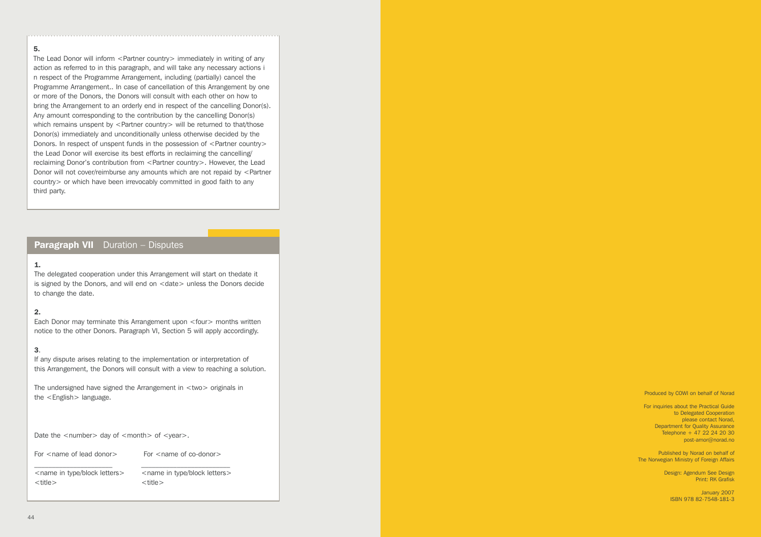**5.**

The Lead Donor will inform <Partner country> immediately in writing of any action as referred to in this paragraph, and will take any necessary actions i n respect of the Programme Arrangement, including (partially) cancel the Programme Arrangement.. In case of cancellation of this Arrangement by one or more of the Donors, the Donors will consult with each other on how to bring the Arrangement to an orderly end in respect of the cancelling Donor(s). Any amount corresponding to the contribution by the cancelling Donor(s) which remains unspent by <Partner country> will be returned to that/those Donor(s) immediately and unconditionally unless otherwise decided by the Donors. In respect of unspent funds in the possession of <Partner country> the Lead Donor will exercise its best efforts in reclaiming the cancelling/ reclaiming Donor's contribution from <Partner country>. However, the Lead Donor will not cover/reimburse any amounts which are not repaid by <Partner country> or which have been irrevocably committed in good faith to any third party.

## **Paragraph VII** Duration – Disputes

**1.**

The delegated cooperation under this Arrangement will start on thedate it is signed by the Donors, and will end on <date> unless the Donors decide to change the date.

**2.**

Each Donor may terminate this Arrangement upon <four> months written notice to the other Donors. Paragraph VI, Section 5 will apply accordingly.

**3**.

If any dispute arises relating to the implementation or interpretation of this Arrangement, the Donors will consult with a view to reaching a solution.

The undersigned have signed the Arrangement in <two> originals in the <English> language.

Date the <number> day of <month> of <year>.

| | |
|---|---|
| For <name of lead donor> | For <name of co-donor> |
| ____________________ | ____________________ |
| <name in type/block letters> | <name in type/block letters> |
| <title> | <title> |

Produced by COWI on behalf of Norad

For inquiries about the Practical Guide to Delegated Cooperation please contact Norad, Department for Quality Assurance Telephone + 47 22 24 20 30 post-amor@norad.no

Published by Norad on behalf of The Norwegian Ministry of Foreign Affairs

Design: Agendum See Design
Print: RK Grafisk

January 2007
ISBN 978 82-7548-181-3